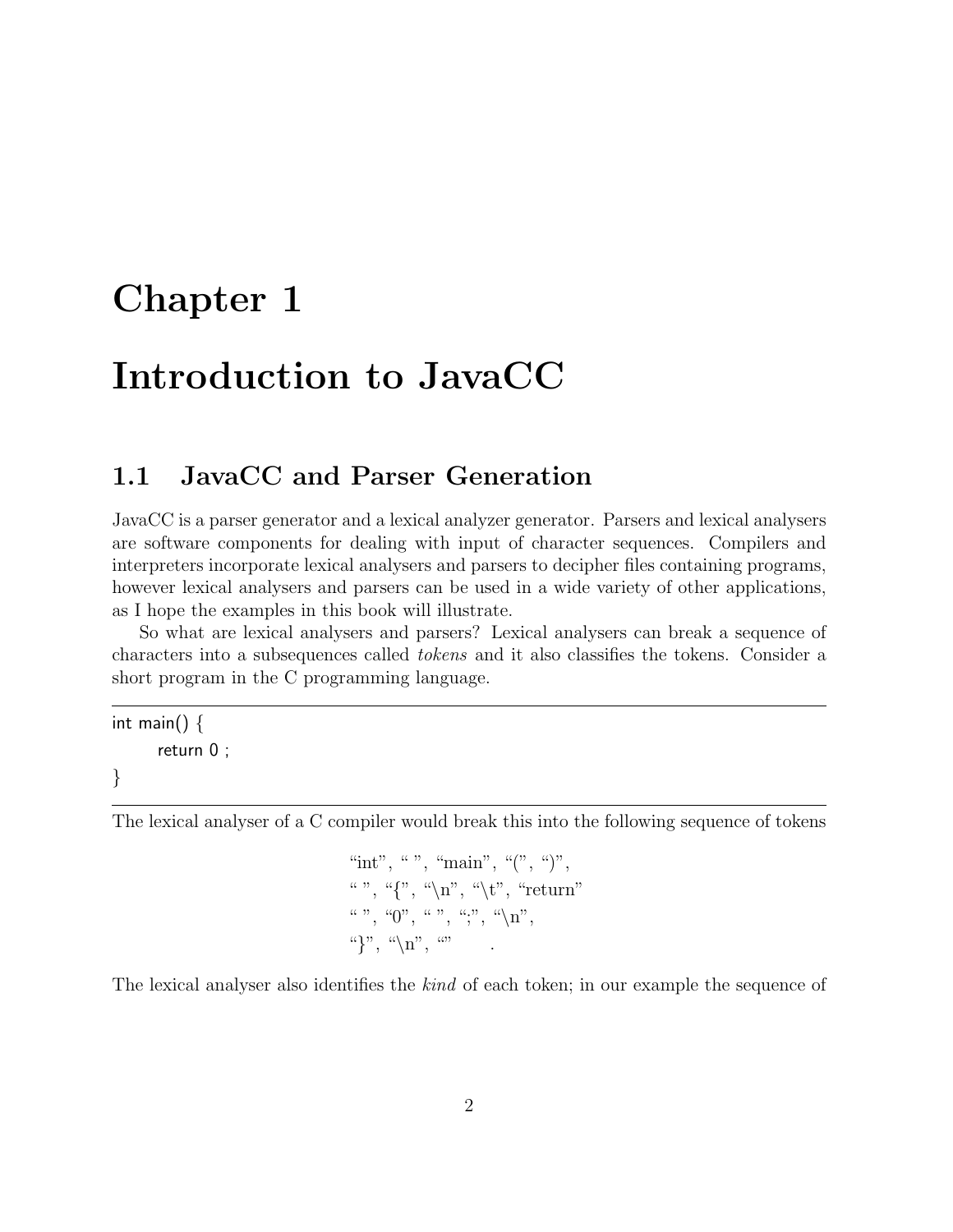# Chapter 1

# Introduction to JavaCC

## 1.1 JavaCC and Parser Generation

JavaCC is a parser generator and a lexical analyzer generator. Parsers and lexical analysers are software components for dealing with input of character sequences. Compilers and interpreters incorporate lexical analysers and parsers to decipher files containing programs, however lexical analysers and parsers can be used in a wide variety of other applications, as I hope the examples in this book will illustrate.

So what are lexical analysers and parsers? Lexical analysers can break a sequence of characters into a subsequences called *tokens* and it also classifies the tokens. Consider a short program in the C programming language.

```
int main() {
	return 0 ;
}
```

The lexical analyser of a C compiler would break this into the following sequence of tokens

“int”, “ ”, “main”, “(”, “)”,
“ ”, “{”, “\n”, “\t”, “return”
“ ”, “0”, “ ”, “;”, “\n”,
“}”, “\n”, “” .

The lexical analyser also identifies the *kind* of each token; in our example the sequence of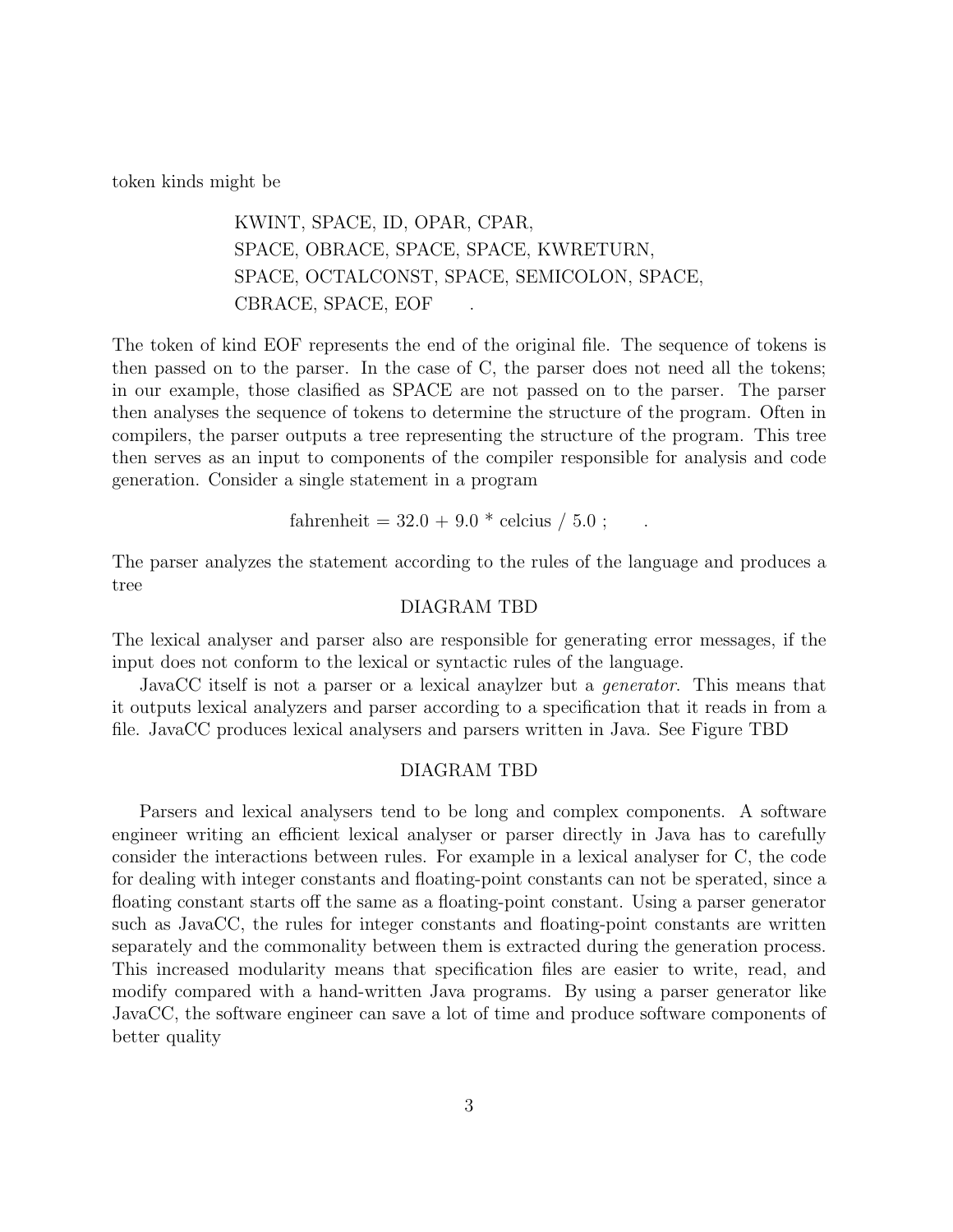token kinds might be

> KWINT, SPACE, ID, OPAR, CPAR,
> SPACE, OBRACE, SPACE, SPACE, KWRETURN,
> SPACE, OCTALCONST, SPACE, SEMICOLON, SPACE,
> CBRACE, SPACE, EOF .

The token of kind EOF represents the end of the original file. The sequence of tokens is then passed on to the parser. In the case of C, the parser does not need all the tokens; in our example, those clasified as SPACE are not passed on to the parser. The parser then analyses the sequence of tokens to determine the structure of the program. Often in compilers, the parser outputs a tree representing the structure of the program. This tree then serves as an input to components of the compiler responsible for analysis and code generation. Consider a single statement in a program

```
fahrenheit = 32.0 + 9.0 * celcius / 5.0 ;
```

The parser analyzes the statement according to the rules of the language and produces a tree

DIAGRAM TBD

The lexical analyser and parser also are responsible for generating error messages, if the input does not conform to the lexical or syntactic rules of the language.

JavaCC itself is not a parser or a lexical anaylzer but a *generator*. This means that it outputs lexical analyzers and parser according to a specification that it reads in from a file. JavaCC produces lexical analysers and parsers written in Java. See Figure TBD

DIAGRAM TBD

Parsers and lexical analysers tend to be long and complex components. A software engineer writing an efficient lexical analyser or parser directly in Java has to carefully consider the interactions between rules. For example in a lexical analyser for C, the code for dealing with integer constants and floating-point constants can not be sperated, since a floating constant starts off the same as a floating-point constant. Using a parser generator such as JavaCC, the rules for integer constants and floating-point constants are written separately and the commonality between them is extracted during the generation process. This increased modularity means that specification files are easier to write, read, and modify compared with a hand-written Java programs. By using a parser generator like JavaCC, the software engineer can save a lot of time and produce software components of better quality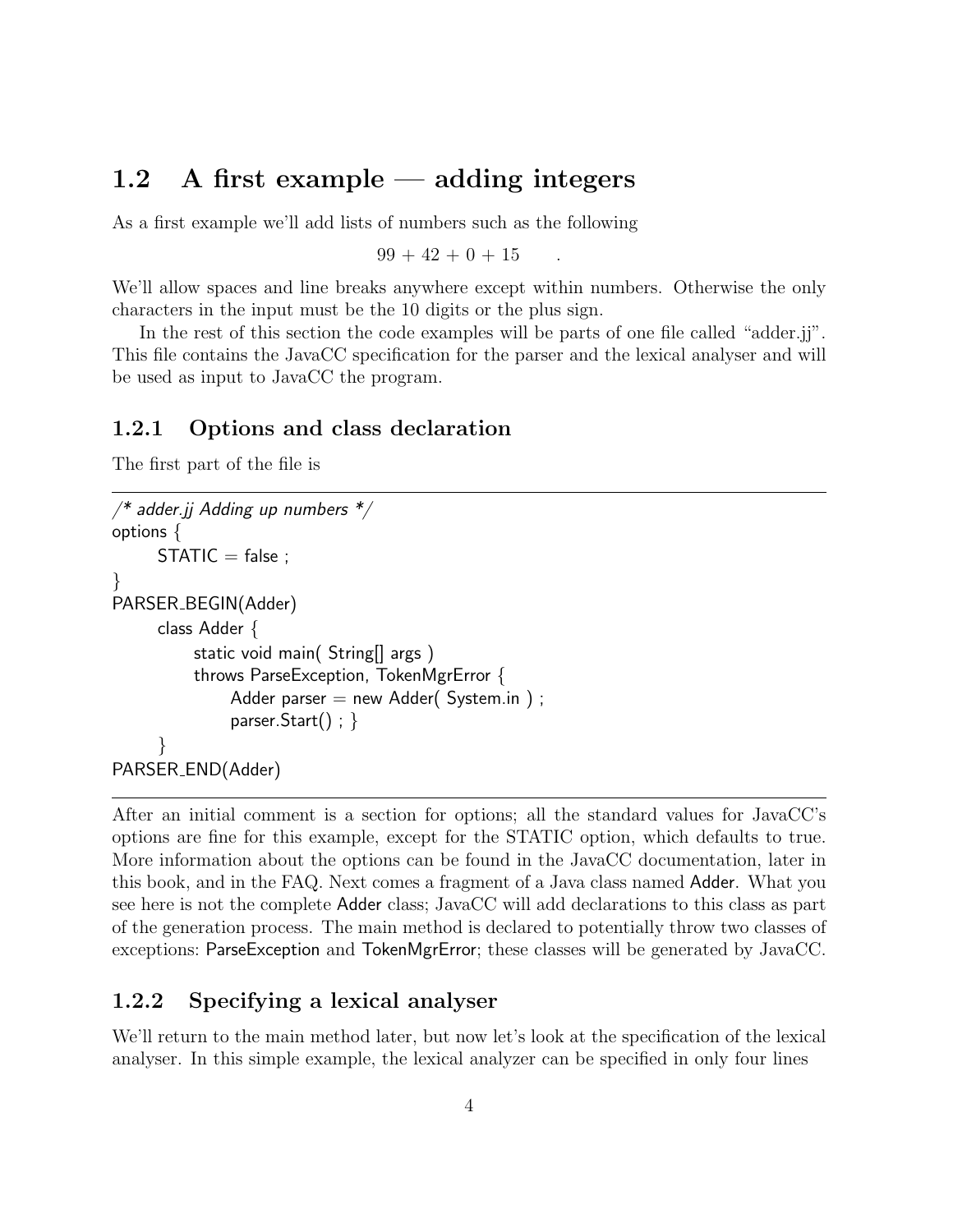## 1.2 A first example — adding integers

As a first example we'll add lists of numbers such as the following

$$99 + 42 + 0 + 15 \quad .$$

We'll allow spaces and line breaks anywhere except within numbers. Otherwise the only characters in the input must be the 10 digits or the plus sign.

In the rest of this section the code examples will be parts of one file called "adder.jj". This file contains the JavaCC specification for the parser and the lexical analyser and will be used as input to JavaCC the program.

### 1.2.1 Options and class declaration

The first part of the file is

```
/* adder.jj Adding up numbers */
options {
    STATIC = false ;
}
PARSER_BEGIN(Adder)
    class Adder {
        static void main( String[] args )
        throws ParseException, TokenMgrError {
            Adder parser = new Adder( System.in ) ;
            parser.Start() ; }
    }
PARSER_END(Adder)
```

After an initial comment is a section for options; all the standard values for JavaCC's options are fine for this example, except for the STATIC option, which defaults to true. More information about the options can be found in the JavaCC documentation, later in this book, and in the FAQ. Next comes a fragment of a Java class named Adder. What you see here is not the complete Adder class; JavaCC will add declarations to this class as part of the generation process. The main method is declared to potentially throw two classes of exceptions: ParseException and TokenMgrError; these classes will be generated by JavaCC.

### 1.2.2 Specifying a lexical analyser

We'll return to the main method later, but now let's look at the specification of the lexical analyser. In this simple example, the lexical analyzer can be specified in only four lines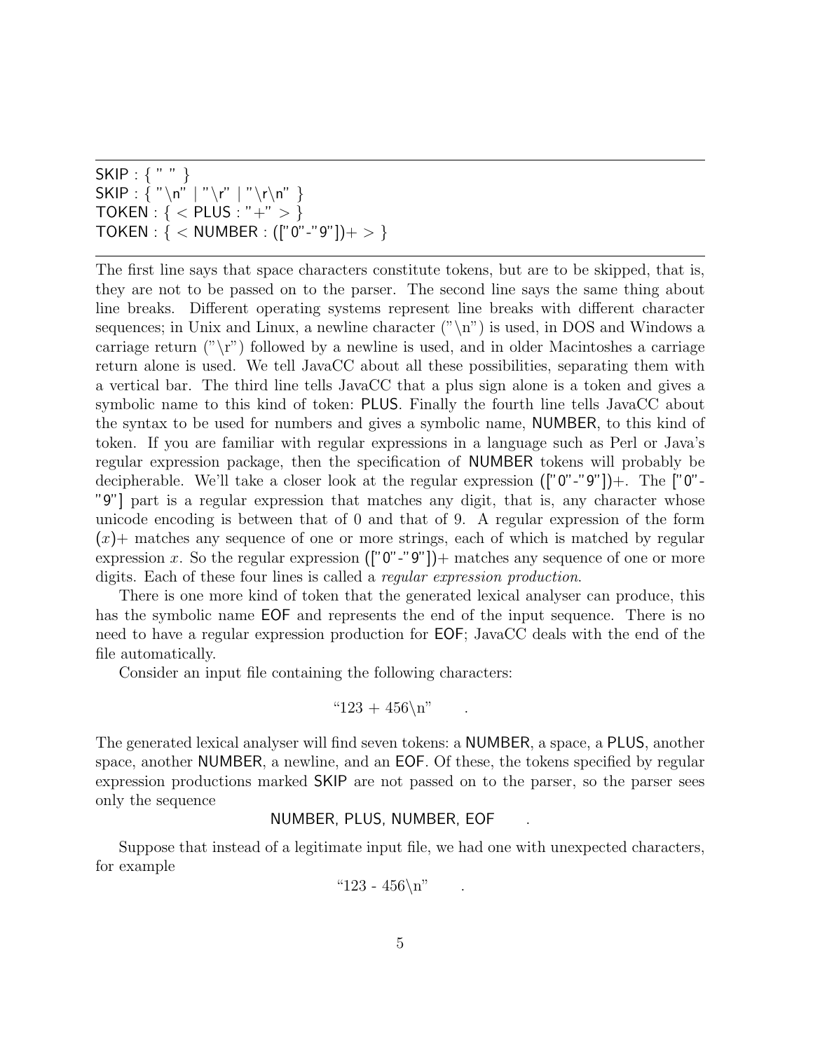```
SKIP : { " " }
SKIP : { "\n" | "\r" | "\r\n" }
TOKEN : { < PLUS : "+" > }
TOKEN : { < NUMBER : (["0"-"9"])+ > }
```

The first line says that space characters constitute tokens, but are to be skipped, that is, they are not to be passed on to the parser. The second line says the same thing about line breaks. Different operating systems represent line breaks with different character sequences; in Unix and Linux, a newline character ("\n") is used, in DOS and Windows a carriage return ("\r") followed by a newline is used, and in older Macintoshes a carriage return alone is used. We tell JavaCC about all these possibilities, separating them with a vertical bar. The third line tells JavaCC that a plus sign alone is a token and gives a symbolic name to this kind of token: PLUS. Finally the fourth line tells JavaCC about the syntax to be used for numbers and gives a symbolic name, NUMBER, to this kind of token. If you are familiar with regular expressions in a language such as Perl or Java's regular expression package, then the specification of NUMBER tokens will probably be decipherable. We'll take a closer look at the regular expression (["0"-"9"])+. The ["0"-"9"] part is a regular expression that matches any digit, that is, any character whose unicode encoding is between that of 0 and that of 9. A regular expression of the form $(x)+$ matches any sequence of one or more strings, each of which is matched by regular expression $x$. So the regular expression (["0"-"9"])+ matches any sequence of one or more digits. Each of these four lines is called a *regular expression production*.

There is one more kind of token that the generated lexical analyser can produce, this has the symbolic name EOF and represents the end of the input sequence. There is no need to have a regular expression production for EOF; JavaCC deals with the end of the file automatically.

Consider an input file containing the following characters:

"123 + 456\n" .

The generated lexical analyser will find seven tokens: a NUMBER, a space, a PLUS, another space, another NUMBER, a newline, and an EOF. Of these, the tokens specified by regular expression productions marked SKIP are not passed on to the parser, so the parser sees only the sequence

NUMBER, PLUS, NUMBER, EOF .

Suppose that instead of a legitimate input file, we had one with unexpected characters, for example

"123 - 456\n" .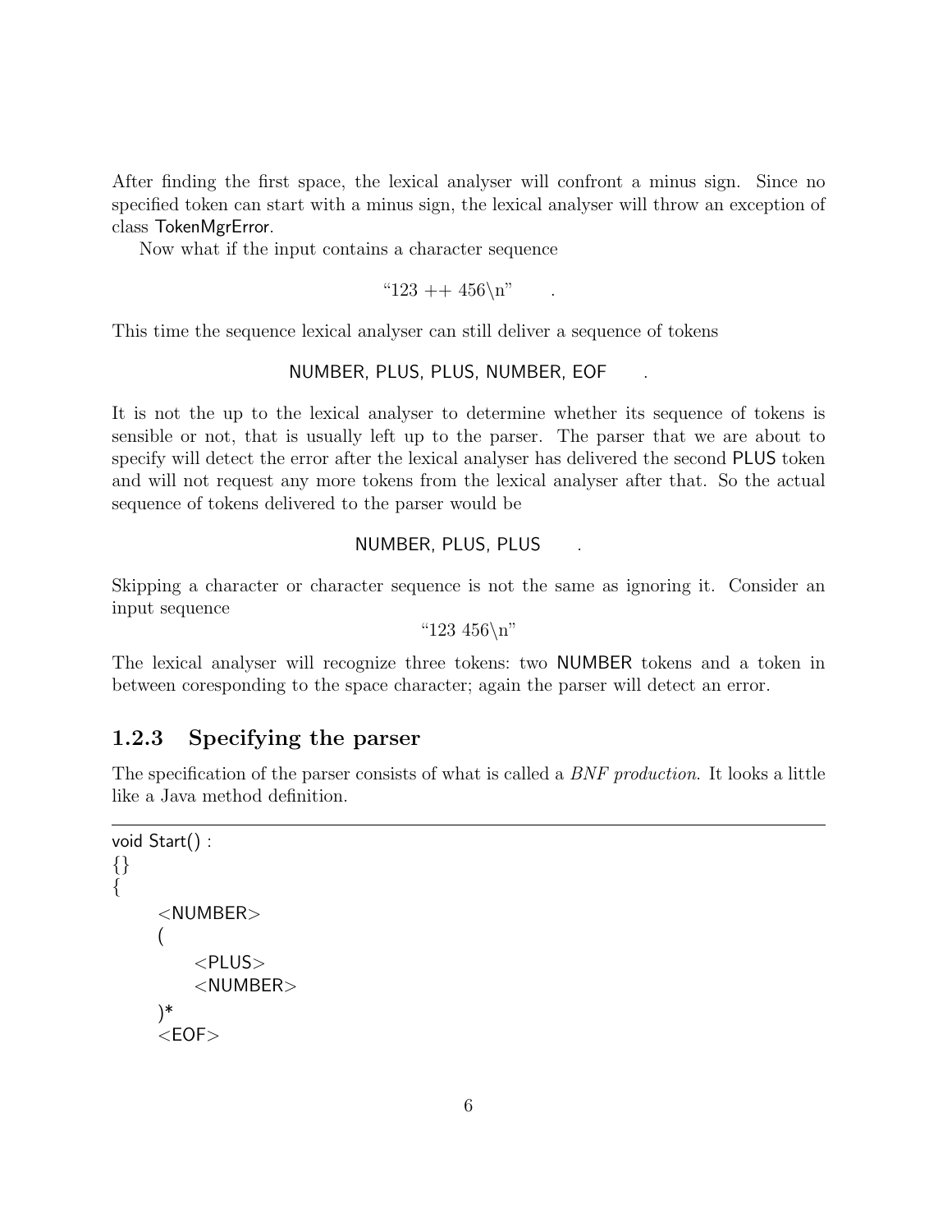After finding the first space, the lexical analyser will confront a minus sign. Since no specified token can start with a minus sign, the lexical analyser will throw an exception of class TokenMgrError.

Now what if the input contains a character sequence

"123 ++ 456\n" .

This time the sequence lexical analyser can still deliver a sequence of tokens

NUMBER, PLUS, PLUS, NUMBER, EOF .

It is not the up to the lexical analyser to determine whether its sequence of tokens is sensible or not, that is usually left up to the parser. The parser that we are about to specify will detect the error after the lexical analyser has delivered the second PLUS token and will not request any more tokens from the lexical analyser after that. So the actual sequence of tokens delivered to the parser would be

NUMBER, PLUS, PLUS .

Skipping a character or character sequence is not the same as ignoring it. Consider an input sequence

"123 456\n"

The lexical analyser will recognize three tokens: two NUMBER tokens and a token in between coresponding to the space character; again the parser will detect an error.

### 1.2.3 Specifying the parser

The specification of the parser consists of what is called a *BNF production*. It looks a little like a Java method definition.

```
void Start() :
{}
{
    <NUMBER>
    (
        <PLUS>
        <NUMBER>
    )*
    <EOF>
```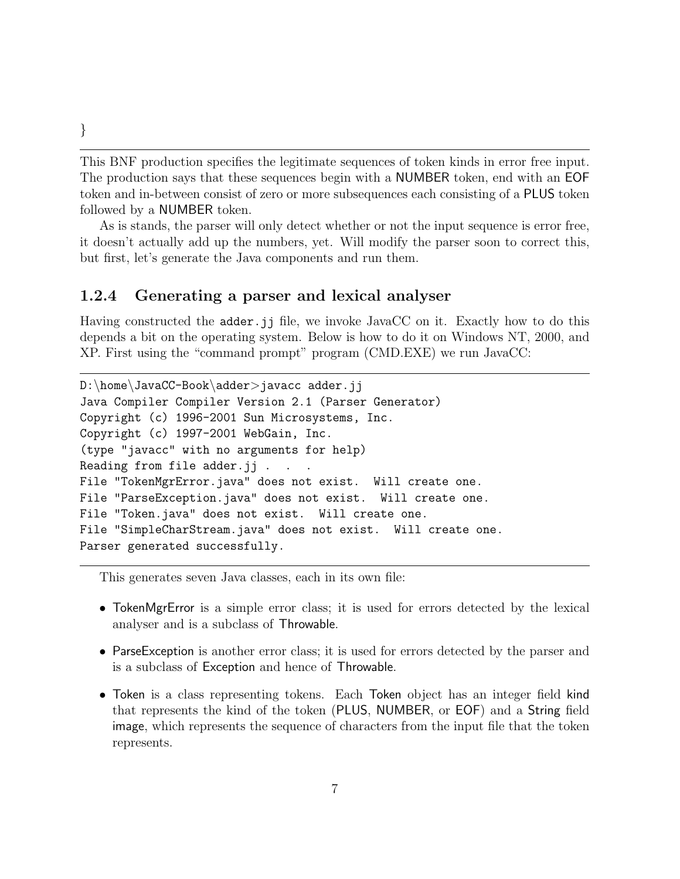}

---

This BNF production specifies the legitimate sequences of token kinds in error free input. The production says that these sequences begin with a NUMBER token, end with an EOF token and in-between consist of zero or more subsequences each consisting of a PLUS token followed by a NUMBER token.

As is stands, the parser will only detect whether or not the input sequence is error free, it doesn't actually add up the numbers, yet. Will modify the parser soon to correct this, but first, let's generate the Java components and run them.

### 1.2.4 Generating a parser and lexical analyser

Having constructed the `adder.jj` file, we invoke JavaCC on it. Exactly how to do this depends a bit on the operating system. Below is how to do it on Windows NT, 2000, and XP. First using the "command prompt" program (CMD.EXE) we run JavaCC:

```
D:\home\JavaCC-Book\adder>javacc adder.jj
Java Compiler Compiler Version 2.1 (Parser Generator)
Copyright (c) 1996-2001 Sun Microsystems, Inc.
Copyright (c) 1997-2001 WebGain, Inc.
(type "javacc" with no arguments for help)
Reading from file adder.jj . . .
File "TokenMgrError.java" does not exist.  Will create one.
File "ParseException.java" does not exist.  Will create one.
File "Token.java" does not exist.  Will create one.
File "SimpleCharStream.java" does not exist.  Will create one.
Parser generated successfully.
```

This generates seven Java classes, each in its own file:

- TokenMgrError is a simple error class; it is used for errors detected by the lexical analyser and is a subclass of Throwable.
- ParseException is another error class; it is used for errors detected by the parser and is a subclass of Exception and hence of Throwable.
- Token is a class representing tokens. Each Token object has an integer field kind that represents the kind of the token (PLUS, NUMBER, or EOF) and a String field image, which represents the sequence of characters from the input file that the token represents.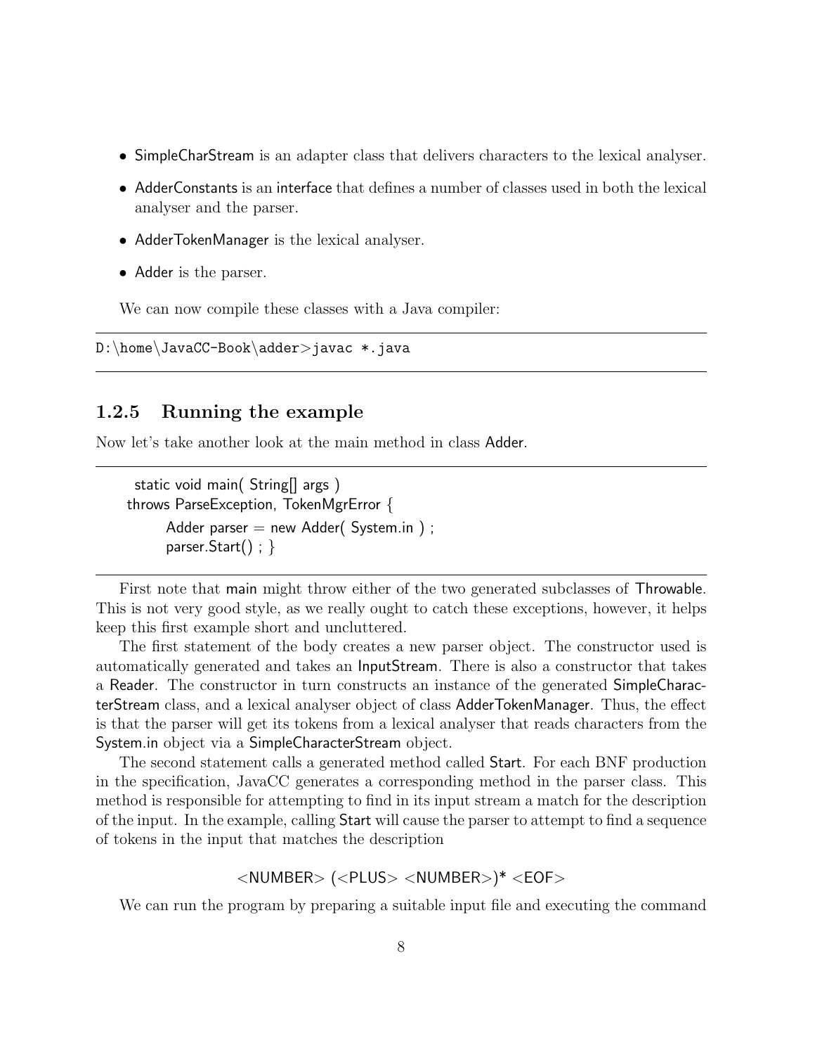- SimpleCharStream is an adapter class that delivers characters to the lexical analyser.
- AdderConstants is an interface that defines a number of classes used in both the lexical analyser and the parser.
- AdderTokenManager is the lexical analyser.
- Adder is the parser.

We can now compile these classes with a Java compiler:

```
D:\home\JavaCC-Book\adder>javac *.java
```

### 1.2.5 Running the example

Now let's take another look at the main method in class Adder.

```
static void main( String[] args )
throws ParseException, TokenMgrError {
    Adder parser = new Adder( System.in ) ;
    parser.Start() ; }
```

First note that main might throw either of the two generated subclasses of Throwable. This is not very good style, as we really ought to catch these exceptions, however, it helps keep this first example short and uncluttered.

The first statement of the body creates a new parser object. The constructor used is automatically generated and takes an InputStream. There is also a constructor that takes a Reader. The constructor in turn constructs an instance of the generated SimpleCharacterStream class, and a lexical analyser object of class AdderTokenManager. Thus, the effect is that the parser will get its tokens from a lexical analyser that reads characters from the System.in object via a SimpleCharacterStream object.

The second statement calls a generated method called Start. For each BNF production in the specification, JavaCC generates a corresponding method in the parser class. This method is responsible for attempting to find in its input stream a match for the description of the input. In the example, calling Start will cause the parser to attempt to find a sequence of tokens in the input that matches the description

<NUMBER> (<PLUS> <NUMBER>)* <EOF>

We can run the program by preparing a suitable input file and executing the command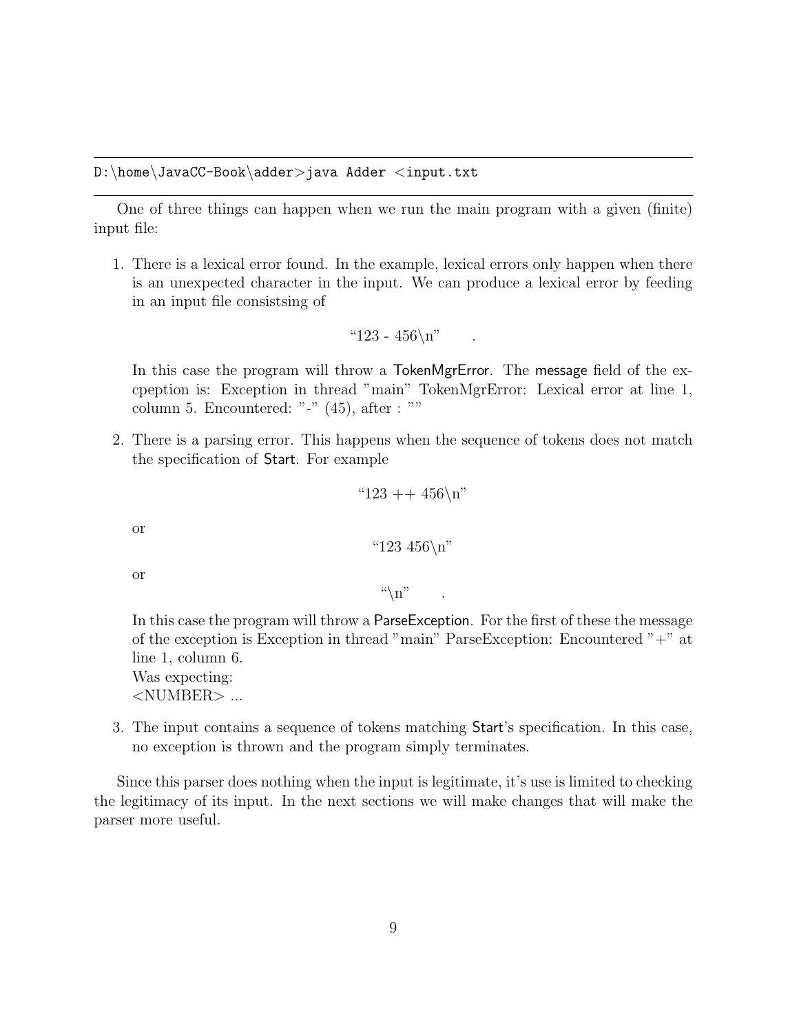```
D:\home\JavaCC-Book\adder>java Adder <input.txt
```

One of three things can happen when we run the main program with a given (finite) input file:

1. There is a lexical error found. In the example, lexical errors only happen when there is an unexpected character in the input. We can produce a lexical error by feeding in an input file consistsing of

   "123 - 456\n" .

   In this case the program will throw a TokenMgrError. The message field of the excpeption is: Exception in thread "main" TokenMgrError: Lexical error at line 1, column 5. Encountered: "-" (45), after : ""

2. There is a parsing error. This happens when the sequence of tokens does not match the specification of Start. For example

   "123 ++ 456\n"

   or

   "123 456\n"

   or

   "\n" .

   In this case the program will throw a ParseException. For the first of these the message of the exception is Exception in thread "main" ParseException: Encountered "+" at line 1, column 6.
   Was expecting:
   <NUMBER> ...

3. The input contains a sequence of tokens matching Start's specification. In this case, no exception is thrown and the program simply terminates.

Since this parser does nothing when the input is legitimate, it's use is limited to checking the legitimacy of its input. In the next sections we will make changes that will make the parser more useful.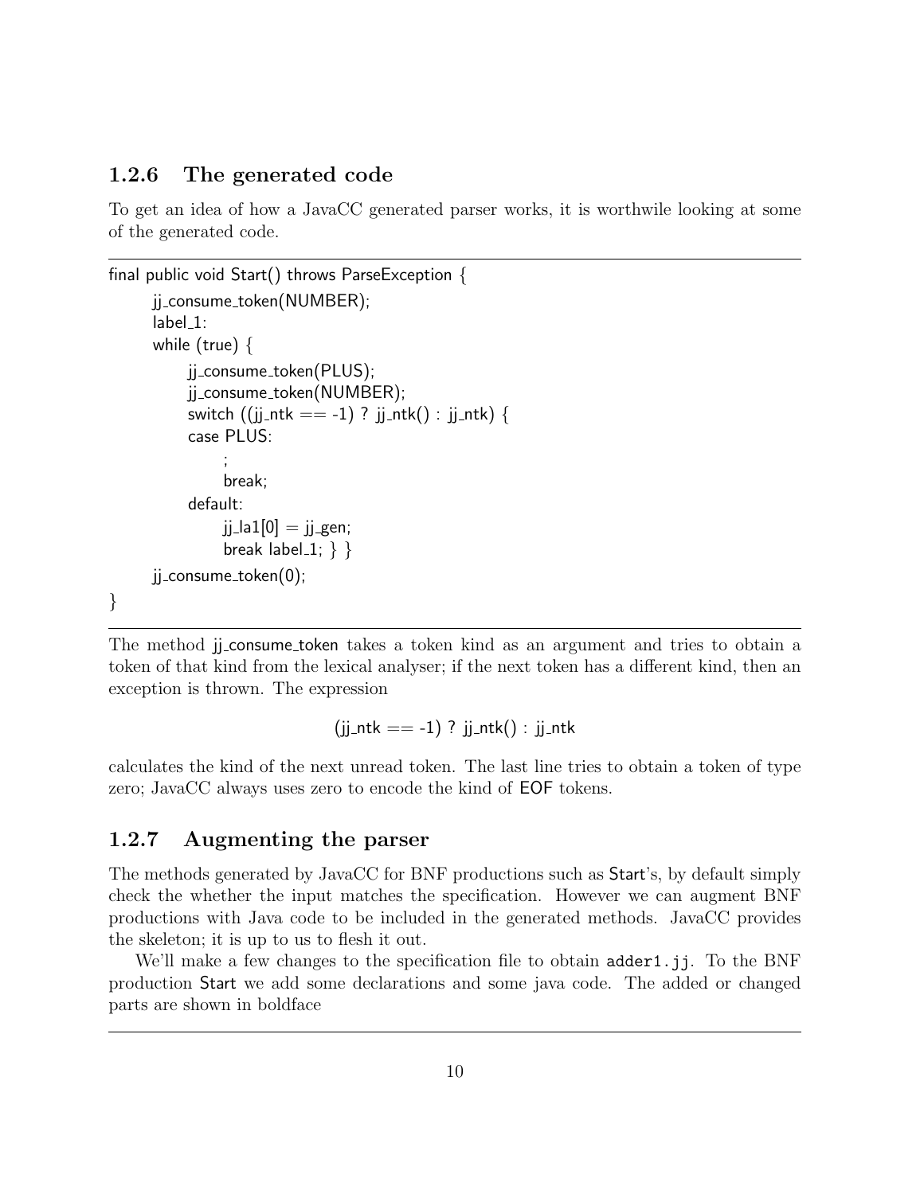### 1.2.6 The generated code

To get an idea of how a JavaCC generated parser works, it is worthwile looking at some of the generated code.

```
final public void Start() throws ParseException {
    jj_consume_token(NUMBER);
    label_1:
    while (true) {
        jj_consume_token(PLUS);
        jj_consume_token(NUMBER);
        switch ((jj_ntk == -1) ? jj_ntk() : jj_ntk) {
        case PLUS:
            ;
            break;
        default:
            jj_la1[0] = jj_gen;
            break label_1; } }
    jj_consume_token(0);
}
```

The method jj_consume_token takes a token kind as an argument and tries to obtain a token of that kind from the lexical analyser; if the next token has a different kind, then an exception is thrown. The expression

```
(jj_ntk == -1) ? jj_ntk() : jj_ntk
```

calculates the kind of the next unread token. The last line tries to obtain a token of type zero; JavaCC always uses zero to encode the kind of EOF tokens.

### 1.2.7 Augmenting the parser

The methods generated by JavaCC for BNF productions such as Start's, by default simply check the whether the input matches the specification. However we can augment BNF productions with Java code to be included in the generated methods. JavaCC provides the skeleton; it is up to us to flesh it out.

We'll make a few changes to the specification file to obtain `adder1.jj`. To the BNF production Start we add some declarations and some java code. The added or changed parts are shown in boldface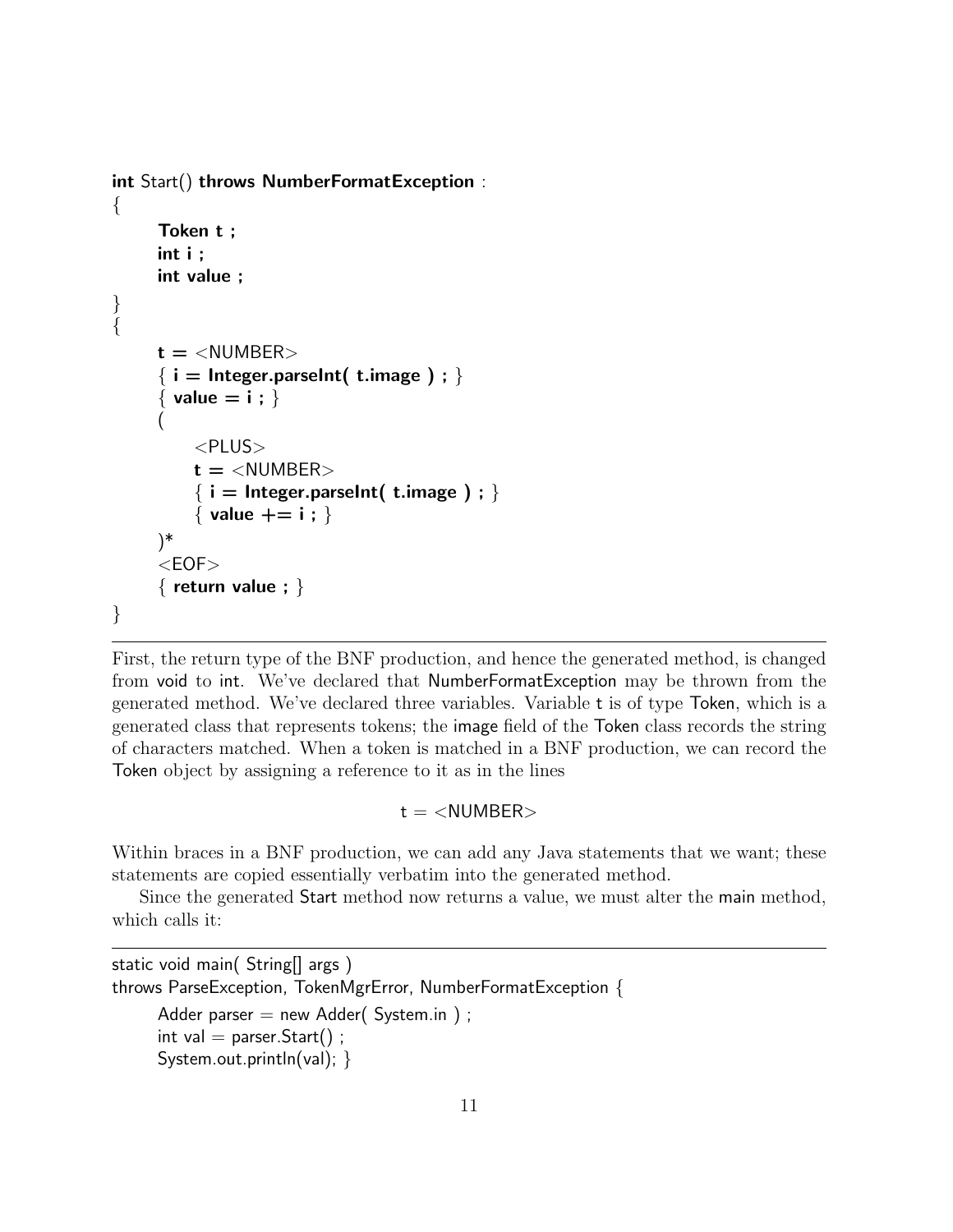```
int Start() throws NumberFormatException :
{
    Token t ;
    int i ;
    int value ;
}
{
    t = <NUMBER>
    { i = Integer.parseInt( t.image ) ; }
    { value = i ; }
    (
        <PLUS>
        t = <NUMBER>
        { i = Integer.parseInt( t.image ) ; }
        { value += i ; }
    )*
    <EOF>
    { return value ; }
}
```

First, the return type of the BNF production, and hence the generated method, is changed from void to int. We've declared that NumberFormatException may be thrown from the generated method. We've declared three variables. Variable t is of type Token, which is a generated class that represents tokens; the image field of the Token class records the string of characters matched. When a token is matched in a BNF production, we can record the Token object by assigning a reference to it as in the lines

```
t = <NUMBER>
```

Within braces in a BNF production, we can add any Java statements that we want; these statements are copied essentially verbatim into the generated method.

Since the generated Start method now returns a value, we must alter the main method, which calls it:

```
static void main( String[] args )
throws ParseException, TokenMgrError, NumberFormatException {
    Adder parser = new Adder( System.in ) ;
    int val = parser.Start() ;
    System.out.println(val); }
```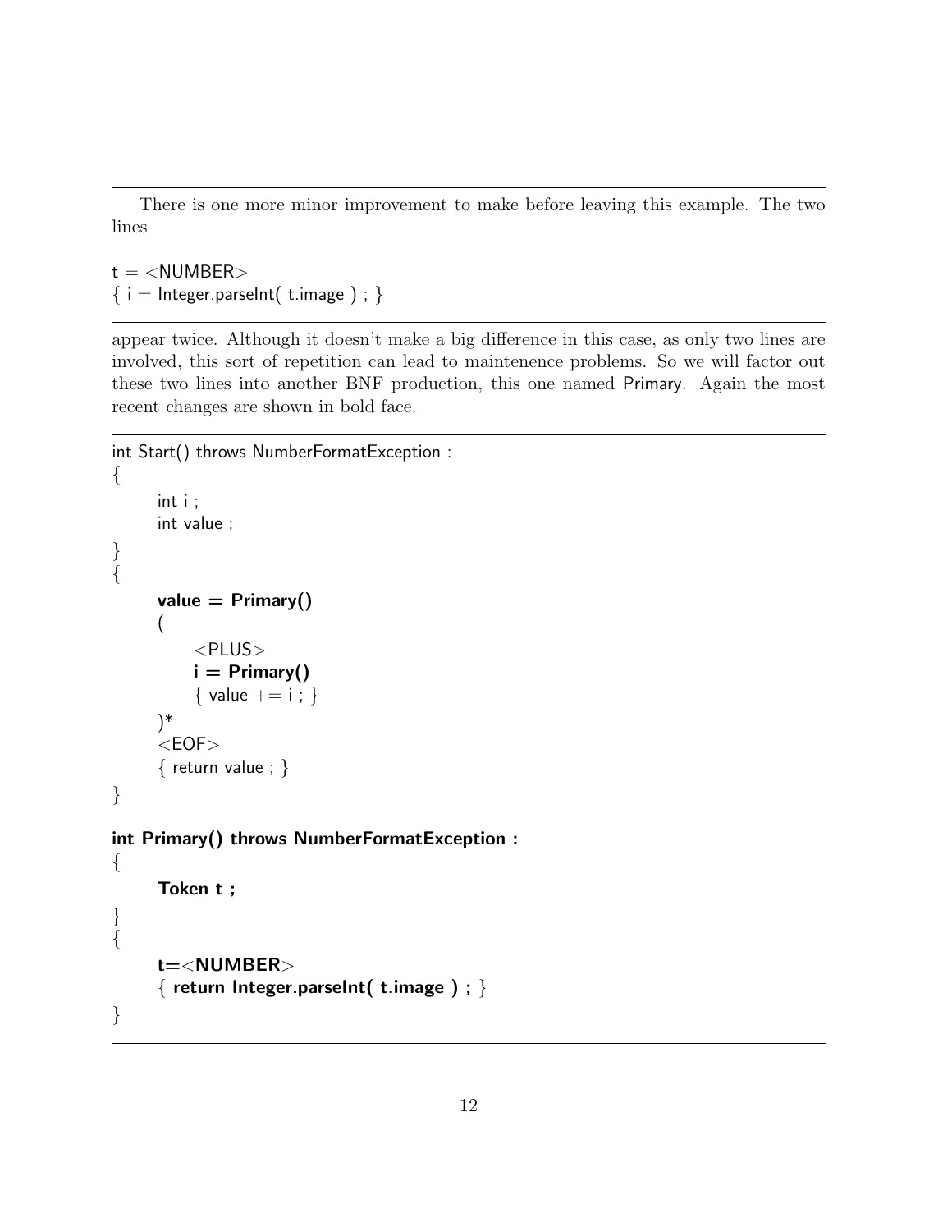There is one more minor improvement to make before leaving this example. The two lines

```
t = <NUMBER>
{ i = Integer.parseInt( t.image ) ; }
```

appear twice. Although it doesn't make a big difference in this case, as only two lines are involved, this sort of repetition can lead to maintenence problems. So we will factor out these two lines into another BNF production, this one named Primary. Again the most recent changes are shown in bold face.

```
int Start() throws NumberFormatException :
{
    int i ;
    int value ;
}
{
    value = Primary()
    (
        <PLUS>
        i = Primary()
        { value += i ; }
    )*
    <EOF>
    { return value ; }
}

int Primary() throws NumberFormatException :
{
    Token t ;
}
{
    t=<NUMBER>
    { return Integer.parseInt( t.image ) ; }
}
```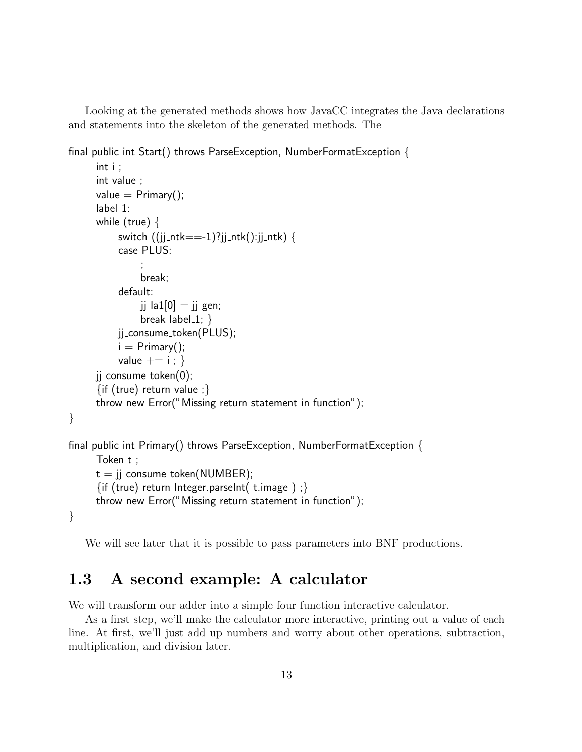Looking at the generated methods shows how JavaCC integrates the Java declarations and statements into the skeleton of the generated methods. The

```
final public int Start() throws ParseException, NumberFormatException {
    int i ;
    int value ;
    value = Primary();
    label_1:
    while (true) {
        switch ((jj_ntk==-1)?jj_ntk():jj_ntk) {
        case PLUS:
            ;
            break;
        default:
            jj_la1[0] = jj_gen;
            break label_1; }
        jj_consume_token(PLUS);
        i = Primary();
        value += i ; }
    jj_consume_token(0);
    {if (true) return value ;}
    throw new Error("Missing return statement in function");
}

final public int Primary() throws ParseException, NumberFormatException {
    Token t ;
    t = jj_consume_token(NUMBER);
    {if (true) return Integer.parseInt( t.image ) ;}
    throw new Error("Missing return statement in function");
}
```

We will see later that it is possible to pass parameters into BNF productions.

## 1.3 A second example: A calculator

We will transform our adder into a simple four function interactive calculator.

As a first step, we'll make the calculator more interactive, printing out a value of each line. At first, we'll just add up numbers and worry about other operations, subtraction, multiplication, and division later.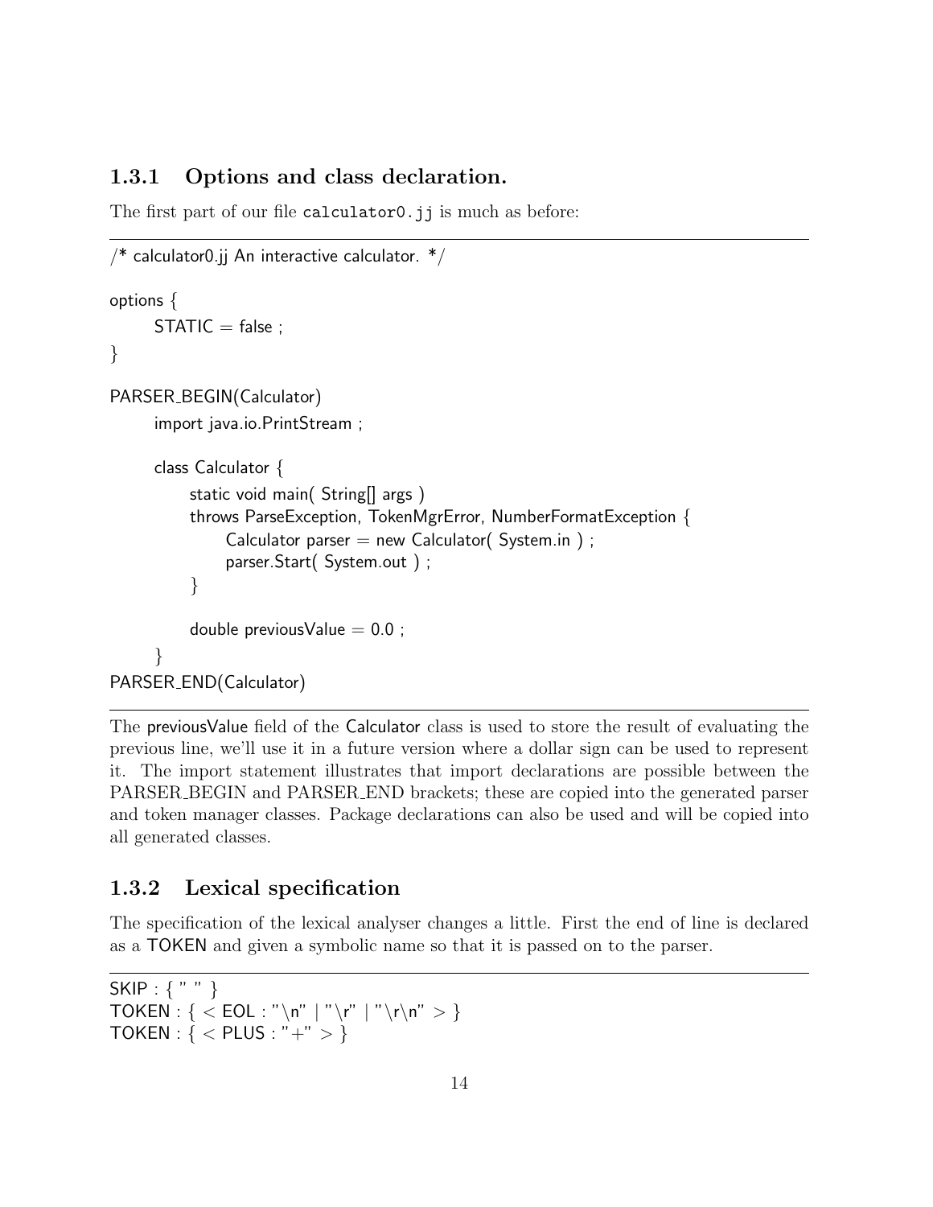### 1.3.1 Options and class declaration.

The first part of our file `calculator0.jj` is much as before:

```
/* calculator0.jj An interactive calculator. */

options {
    STATIC = false ;
}

PARSER_BEGIN(Calculator)
    import java.io.PrintStream ;

    class Calculator {
        static void main( String[] args )
        throws ParseException, TokenMgrError, NumberFormatException {
            Calculator parser = new Calculator( System.in ) ;
            parser.Start( System.out ) ;
        }

        double previousValue = 0.0 ;
    }
PARSER_END(Calculator)
```

The previousValue field of the Calculator class is used to store the result of evaluating the previous line, we'll use it in a future version where a dollar sign can be used to represent it. The import statement illustrates that import declarations are possible between the PARSER_BEGIN and PARSER_END brackets; these are copied into the generated parser and token manager classes. Package declarations can also be used and will be copied into all generated classes.

### 1.3.2 Lexical specification

The specification of the lexical analyser changes a little. First the end of line is declared as a TOKEN and given a symbolic name so that it is passed on to the parser.

```
SKIP : { " " }
TOKEN : { < EOL : "\n" | "\r" | "\r\n" > }
TOKEN : { < PLUS : "+" > }
```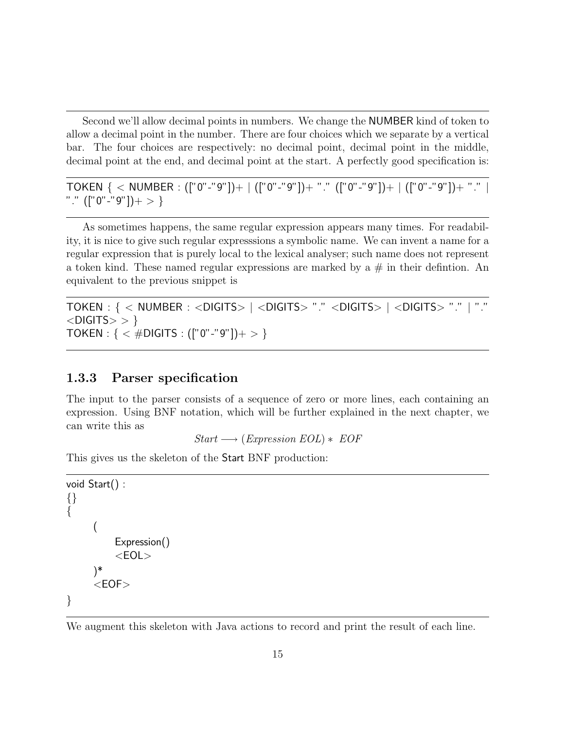Second we'll allow decimal points in numbers. We change the NUMBER kind of token to allow a decimal point in the number. There are four choices which we separate by a vertical bar. The four choices are respectively: no decimal point, decimal point in the middle, decimal point at the end, and decimal point at the start. A perfectly good specification is:

```
TOKEN { < NUMBER : (["0"-"9"])+ | (["0"-"9"])+ "." (["0"-"9"])+ | (["0"-"9"])+ "." |
"." (["0"-"9"])+ > }
```

As sometimes happens, the same regular expression appears many times. For readability, it is nice to give such regular expresssions a symbolic name. We can invent a name for a regular expression that is purely local to the lexical analyser; such name does not represent a token kind. These named regular expressions are marked by a # in their defintion. An equivalent to the previous snippet is

```
TOKEN : { < NUMBER : <DIGITS> | <DIGITS> "." <DIGITS> | <DIGITS> "." | "."
<DIGITS> > }
TOKEN : { < #DIGITS : (["0"-"9"])+ > }
```

### 1.3.3 Parser specification

The input to the parser consists of a sequence of zero or more lines, each containing an expression. Using BNF notation, which will be further explained in the next chapter, we can write this as

$$Start \longrightarrow (Expression\ EOL) *\ EOF$$

This gives us the skeleton of the Start BNF production:

```
void Start() :
{}
{
    (
        Expression()
        <EOL>
    )*
    <EOF>
}
```

We augment this skeleton with Java actions to record and print the result of each line.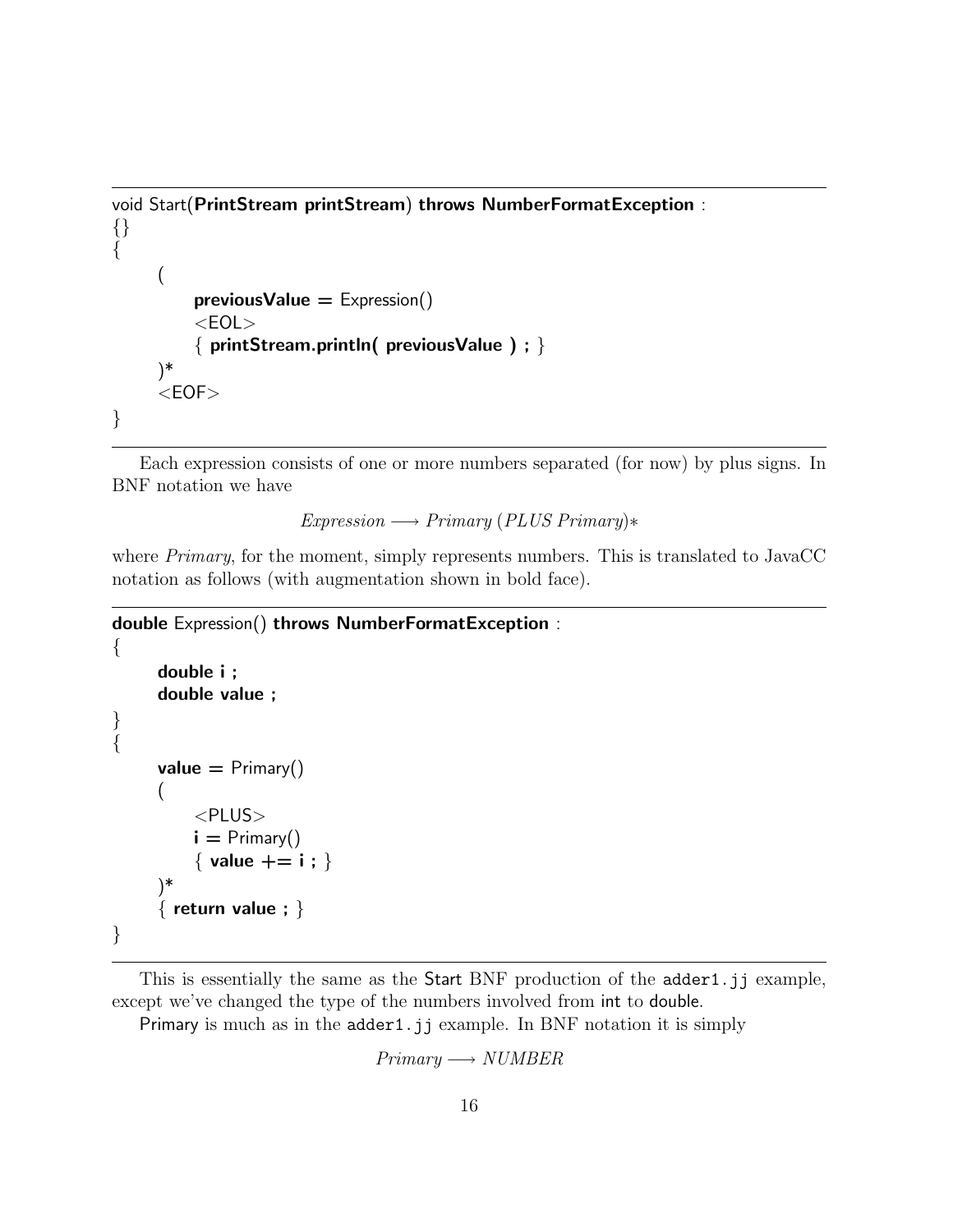```
void Start(PrintStream printStream) throws NumberFormatException :
{}
{
    (
        previousValue = Expression()
        <EOL>
        { printStream.println( previousValue ) ; }
    )*
    <EOF>
}
```

Each expression consists of one or more numbers separated (for now) by plus signs. In BNF notation we have

$$Expression \longrightarrow Primary\ (PLUS\ Primary)*$$

where *Primary*, for the moment, simply represents numbers. This is translated to JavaCC notation as follows (with augmentation shown in bold face).

```
double Expression() throws NumberFormatException :
{
    double i ;
    double value ;
}
{
    value = Primary()
    (
        <PLUS>
        i = Primary()
        { value += i ; }
    )*
    { return value ; }
}
```

This is essentially the same as the Start BNF production of the `adder1.jj` example, except we've changed the type of the numbers involved from int to double.

Primary is much as in the `adder1.jj` example. In BNF notation it is simply

$$Primary \longrightarrow NUMBER$$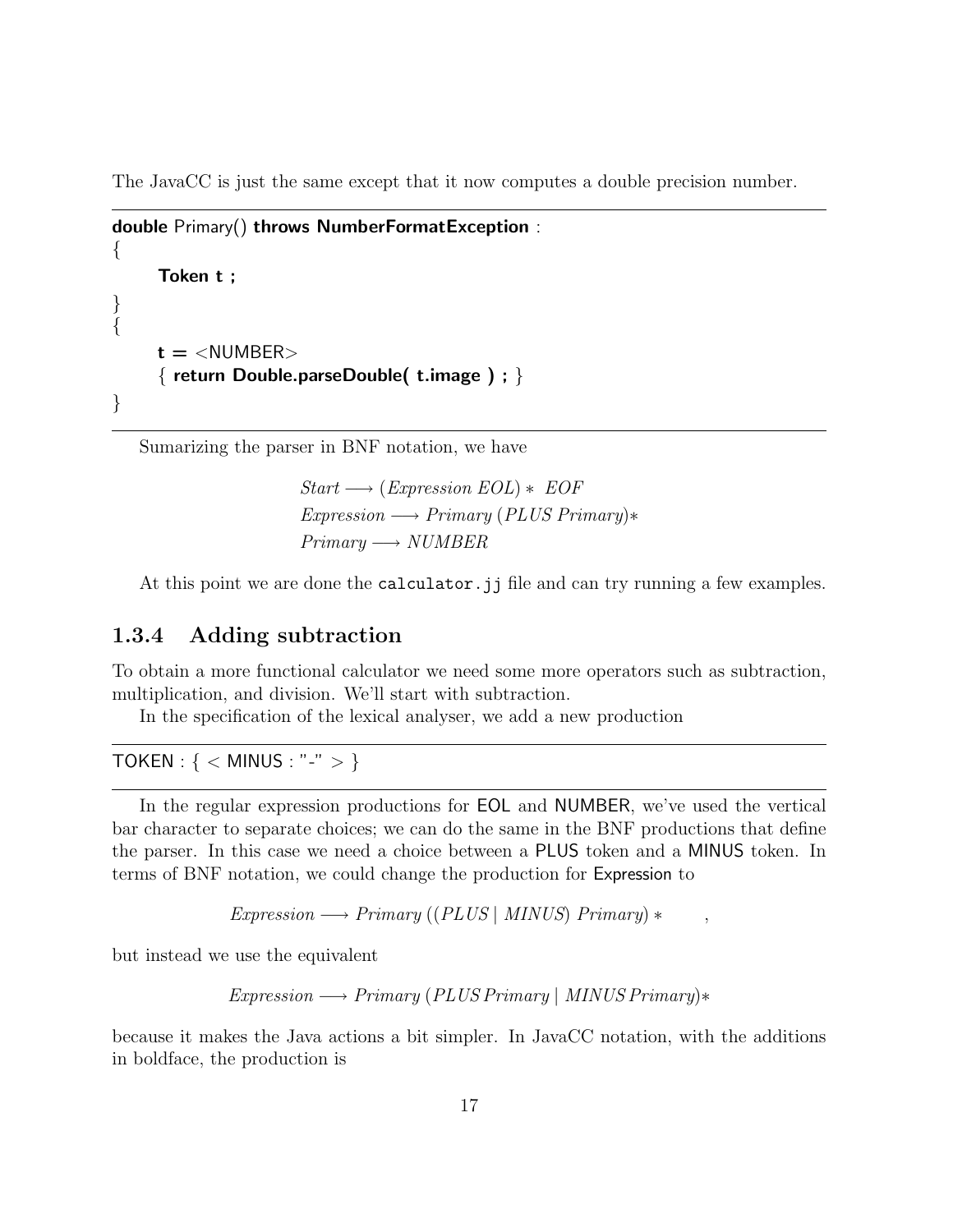The JavaCC is just the same except that it now computes a double precision number.

```
double Primary() throws NumberFormatException :
{
    Token t ;
}
{
    t = <NUMBER>
    { return Double.parseDouble( t.image ) ; }
}
```

Sumarizing the parser in BNF notation, we have

$$\begin{aligned}
&Start \longrightarrow (Expression\ EOL) *\ EOF \\
&Expression \longrightarrow Primary\ (PLUS\ Primary)* \\
&Primary \longrightarrow NUMBER
\end{aligned}$$

At this point we are done the `calculator.jj` file and can try running a few examples.

### 1.3.4 Adding subtraction

To obtain a more functional calculator we need some more operators such as subtraction, multiplication, and division. We'll start with subtraction.

In the specification of the lexical analyser, we add a new production

```
TOKEN : { < MINUS : "-" > }
```

In the regular expression productions for EOL and NUMBER, we've used the vertical bar character to separate choices; we can do the same in the BNF productions that define the parser. In this case we need a choice between a PLUS token and a MINUS token. In terms of BNF notation, we could change the production for Expression to

$$Expression \longrightarrow Primary\ ((PLUS \mid MINUS)\ Primary) * \qquad ,$$

but instead we use the equivalent

$$Expression \longrightarrow Primary\ (PLUS\, Primary \mid MINUS\, Primary)*$$

because it makes the Java actions a bit simpler. In JavaCC notation, with the additions in boldface, the production is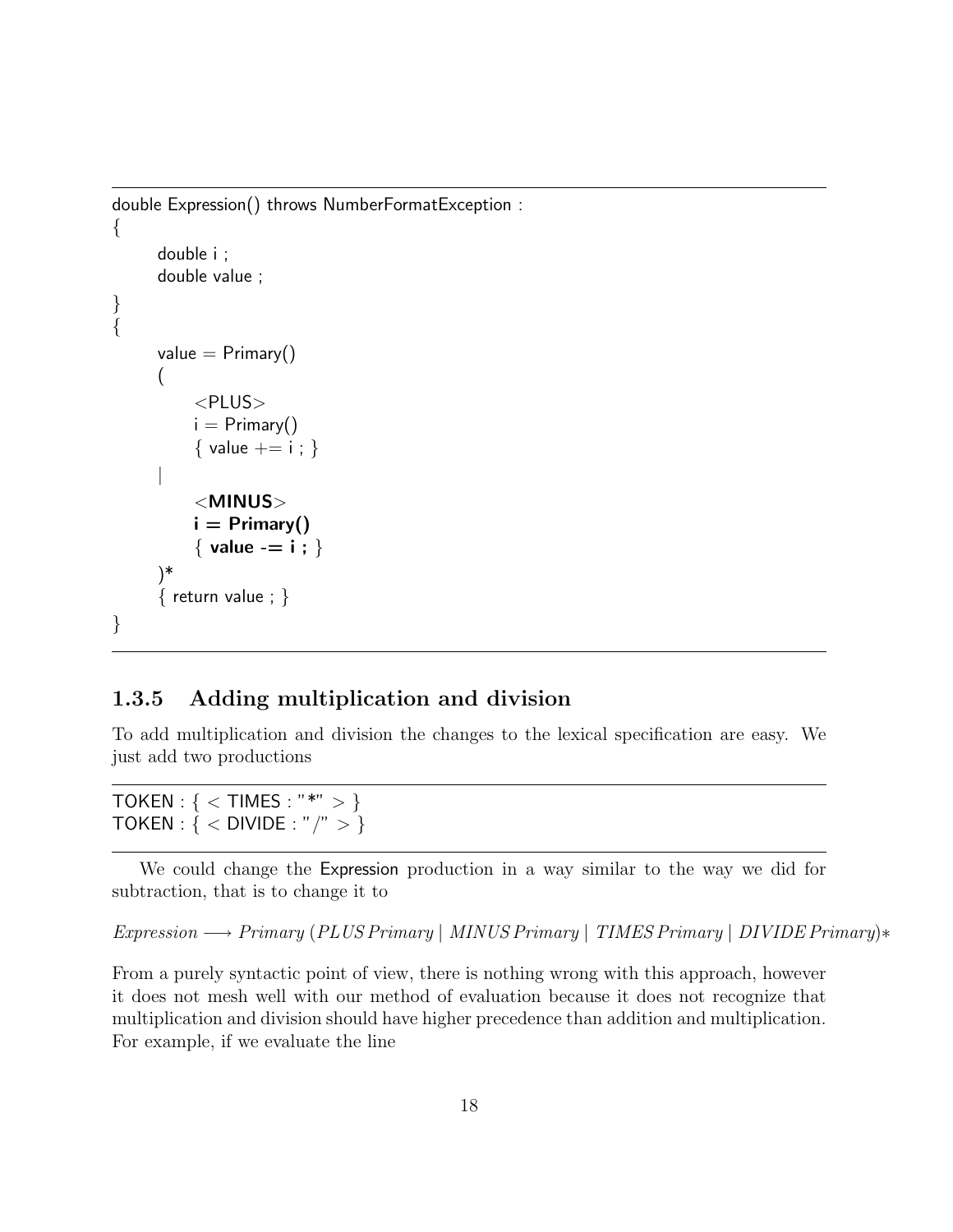```
double Expression() throws NumberFormatException :
{
    double i ;
    double value ;
}
{
    value = Primary()
    (
        <PLUS>
        i = Primary()
        { value += i ; }
    |
        <MINUS>
        i = Primary()
        { value -= i ; }
    )*
    { return value ; }
}
```

### 1.3.5 Adding multiplication and division

To add multiplication and division the changes to the lexical specification are easy. We just add two productions

```
TOKEN : { < TIMES : "*" > }
TOKEN : { < DIVIDE : "/" > }
```

We could change the Expression production in a way similar to the way we did for subtraction, that is to change it to

$$Expression \longrightarrow Primary\ (PLUS\, Primary \mid MINUS\, Primary \mid TIMES\, Primary \mid DIVIDE\, Primary)*$$

From a purely syntactic point of view, there is nothing wrong with this approach, however it does not mesh well with our method of evaluation because it does not recognize that multiplication and division should have higher precedence than addition and multiplication. For example, if we evaluate the line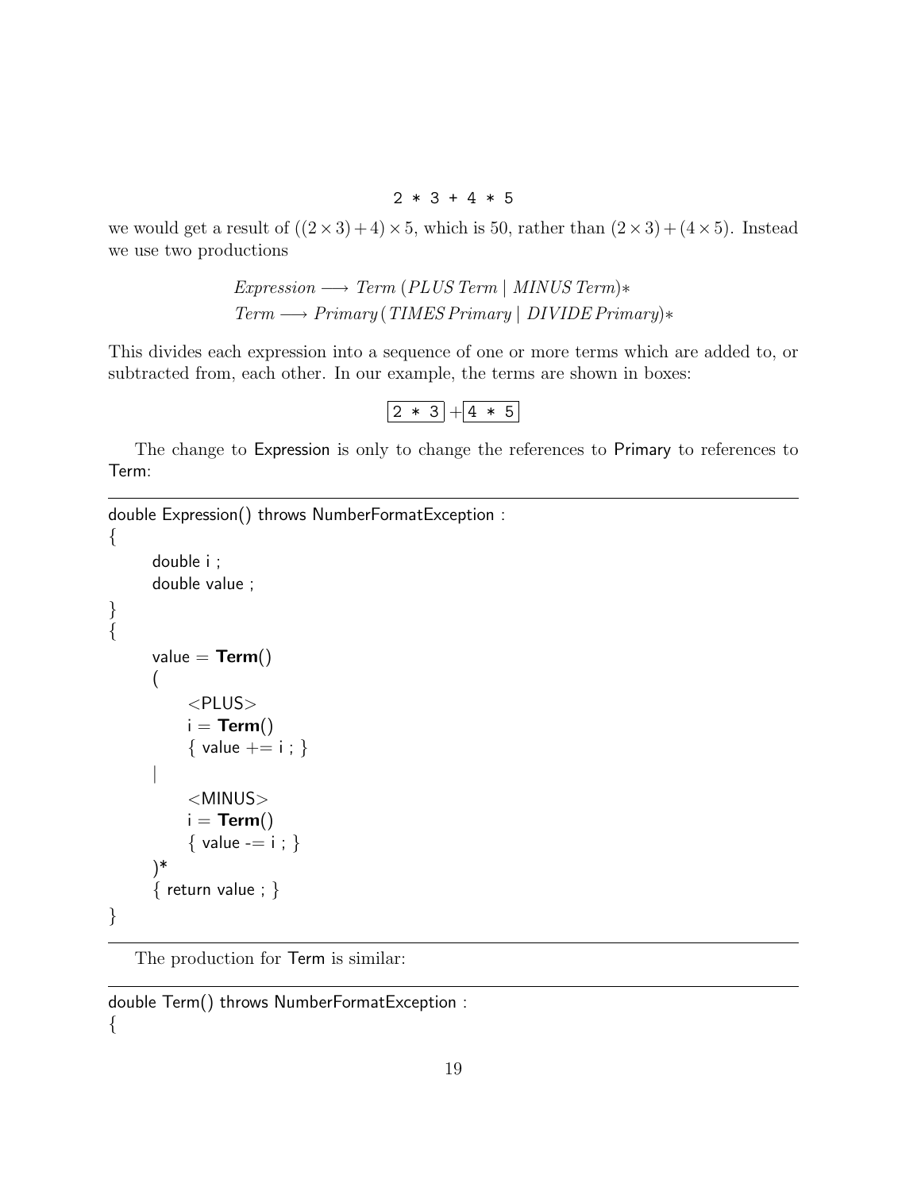```
2 * 3 + 4 * 5
```

we would get a result of $((2 \times 3) + 4) \times 5$, which is 50, rather than $(2 \times 3) + (4 \times 5)$. Instead we use two productions

$$\begin{aligned} \mathit{Expression} &\longrightarrow \mathit{Term}\ (\mathit{PLUS}\ \mathit{Term} \mid \mathit{MINUS}\ \mathit{Term})* \\ \mathit{Term} &\longrightarrow \mathit{Primary}\ (\mathit{TIMES}\ \mathit{Primary} \mid \mathit{DIVIDE}\ \mathit{Primary})* \end{aligned}$$

This divides each expression into a sequence of one or more terms which are added to, or subtracted from, each other. In our example, the terms are shown in boxes:

$$\boxed{\texttt{2 * 3}} + \boxed{\texttt{4 * 5}}$$

The change to Expression is only to change the references to Primary to references to Term:

```
double Expression() throws NumberFormatException :
{
    double i ;
    double value ;
}
{
    value = Term()
    (
        <PLUS>
        i = Term()
        { value += i ; }
    |
        <MINUS>
        i = Term()
        { value -= i ; }
    )*
    { return value ; }
}
```

The production for Term is similar:

```
double Term() throws NumberFormatException :
{
```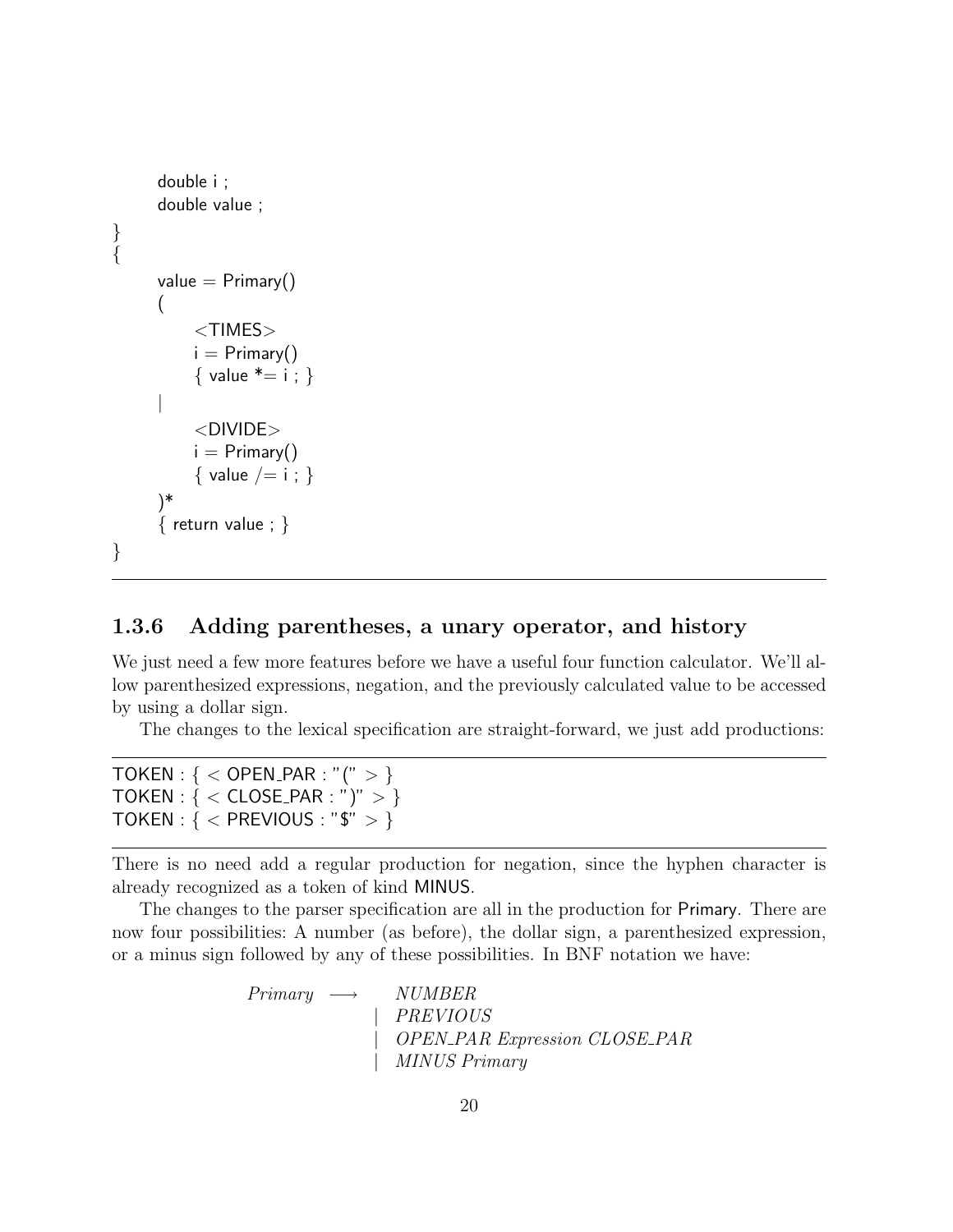```
        double i ;
        double value ;
}
{
        value = Primary()
        (
            <TIMES>
            i = Primary()
            { value *= i ; }
        |
            <DIVIDE>
            i = Primary()
            { value /= i ; }
        )*
        { return value ; }
}
```

### 1.3.6 Adding parentheses, a unary operator, and history

We just need a few more features before we have a useful four function calculator. We'll allow parenthesized expressions, negation, and the previously calculated value to be accessed by using a dollar sign.

The changes to the lexical specification are straight-forward, we just add productions:

```
TOKEN : { < OPEN_PAR : "(" > }
TOKEN : { < CLOSE_PAR : ")" > }
TOKEN : { < PREVIOUS : "$" > }
```

There is no need add a regular production for negation, since the hyphen character is already recognized as a token of kind MINUS.

The changes to the parser specification are all in the production for Primary. There are now four possibilities: A number (as before), the dollar sign, a parenthesized expression, or a minus sign followed by any of these possibilities. In BNF notation we have:

$$
\begin{array}{lll}
\mathit{Primary} & \longrightarrow & \mathit{NUMBER} \\
 & | & \mathit{PREVIOUS} \\
 & | & \mathit{OPEN\_PAR}\ \mathit{Expression}\ \mathit{CLOSE\_PAR} \\
 & | & \mathit{MINUS}\ \mathit{Primary}
\end{array}
$$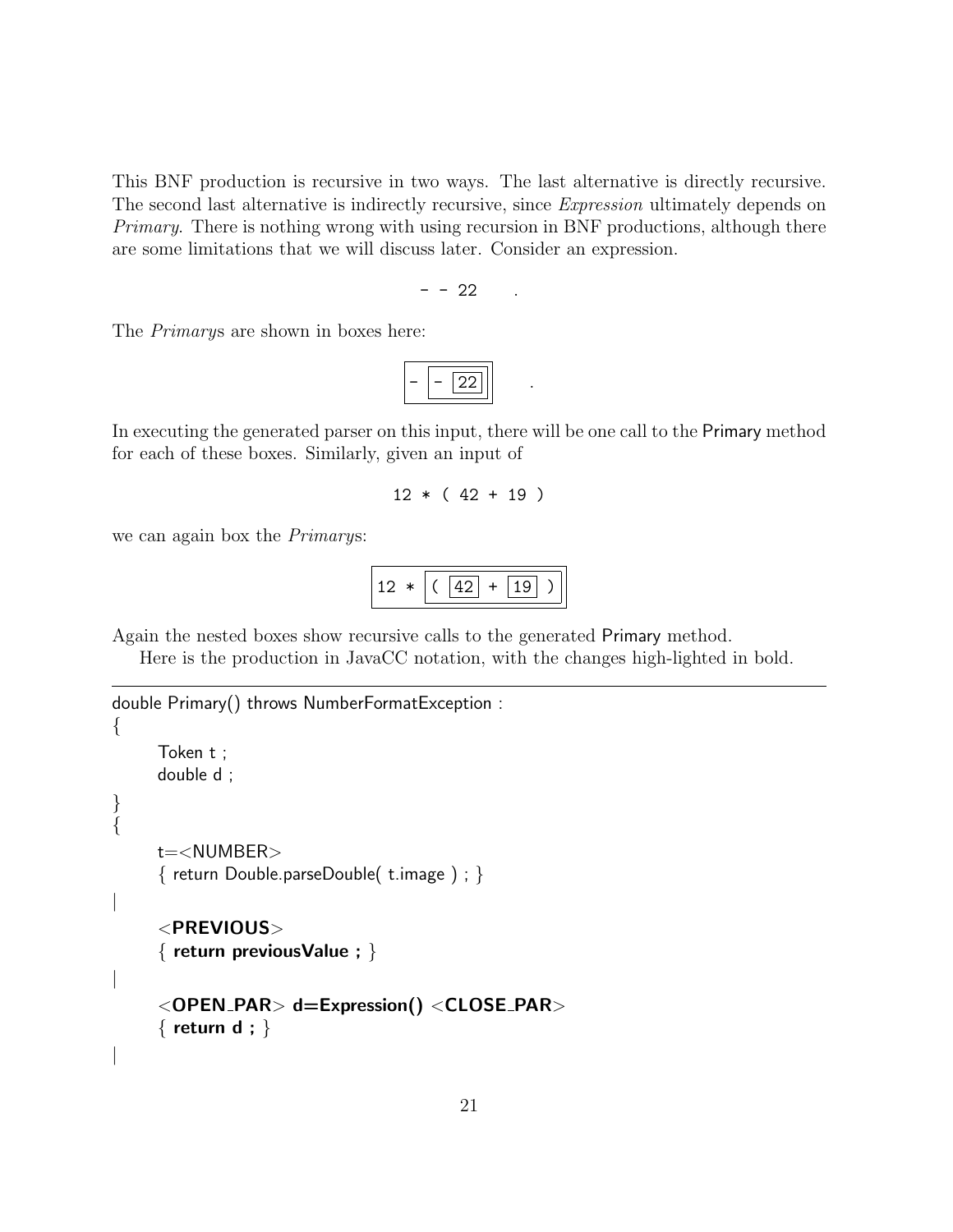This BNF production is recursive in two ways. The last alternative is directly recursive. The second last alternative is indirectly recursive, since *Expression* ultimately depends on *Primary*. There is nothing wrong with using recursion in BNF productions, although there are some limitations that we will discuss later. Consider an expression.

```
- - 22     .
```

The *Primary*s are shown in boxes here:

```
[- [- [22]]]     .
```

In executing the generated parser on this input, there will be one call to the Primary method for each of these boxes. Similarly, given an input of

```
12 * ( 42 + 19 )
```

we can again box the *Primary*s:

```
[12 * [( [42] + [19] )]]
```

Again the nested boxes show recursive calls to the generated Primary method.

Here is the production in JavaCC notation, with the changes high-lighted in bold.

---

```
double Primary() throws NumberFormatException :
{
    Token t ;
    double d ;
}
{
    t=<NUMBER>
    { return Double.parseDouble( t.image ) ; }
|
    <PREVIOUS>
    { return previousValue ; }
|
    <OPEN_PAR> d=Expression() <CLOSE_PAR>
    { return d ; }
|
```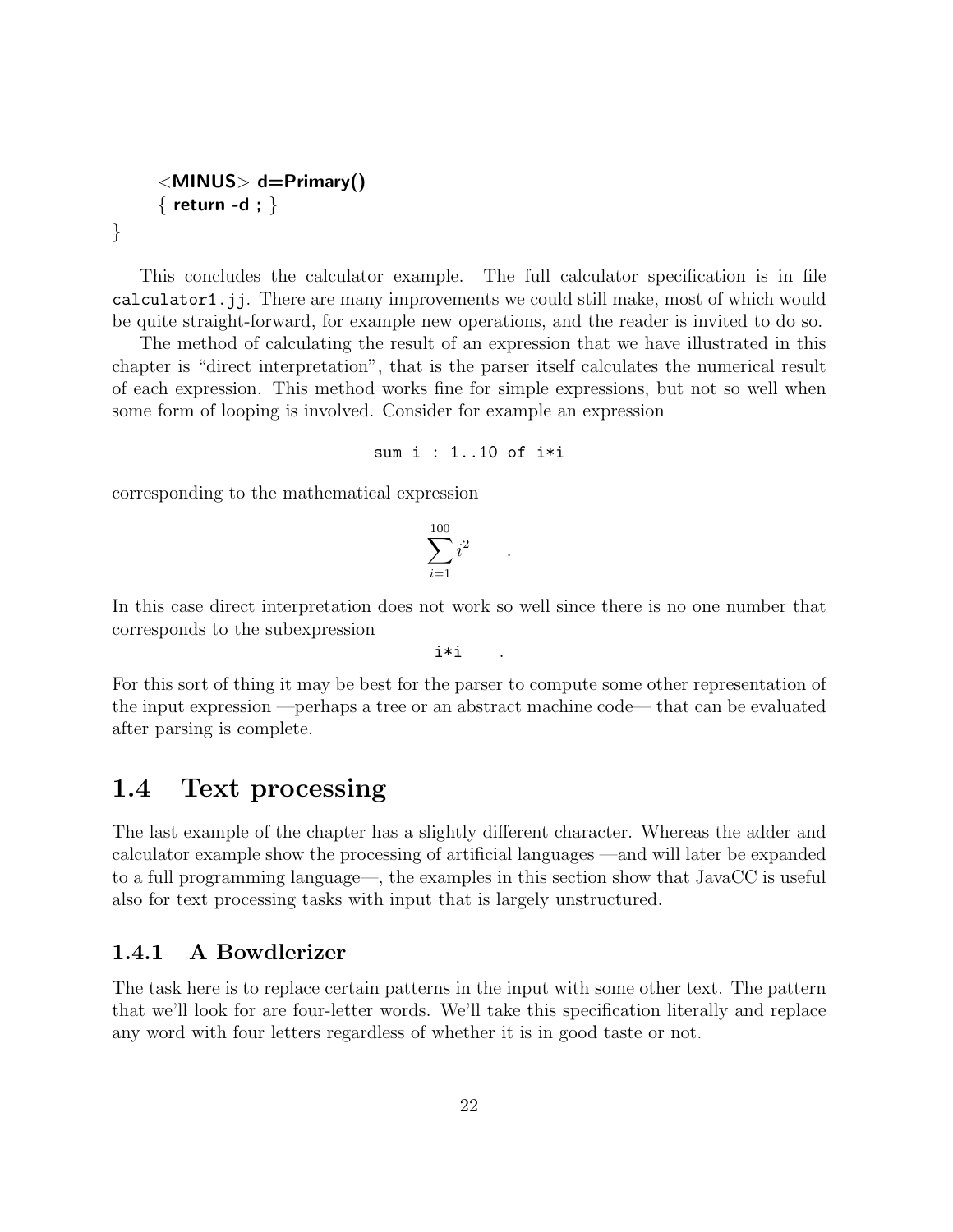```
    <MINUS> d=Primary()
    { return -d ; }
}
```

---

This concludes the calculator example. The full calculator specification is in file `calculator1.jj`. There are many improvements we could still make, most of which would be quite straight-forward, for example new operations, and the reader is invited to do so.

The method of calculating the result of an expression that we have illustrated in this chapter is "direct interpretation", that is the parser itself calculates the numerical result of each expression. This method works fine for simple expressions, but not so well when some form of looping is involved. Consider for example an expression

```
sum i : 1..10 of i*i
```

corresponding to the mathematical expression

$$\sum_{i=1}^{100} i^2 \quad .$$

In this case direct interpretation does not work so well since there is no one number that corresponds to the subexpression

```
i*i    .
```

For this sort of thing it may be best for the parser to compute some other representation of the input expression —perhaps a tree or an abstract machine code— that can be evaluated after parsing is complete.

## 1.4 Text processing

The last example of the chapter has a slightly different character. Whereas the adder and calculator example show the processing of artificial languages —and will later be expanded to a full programming language—, the examples in this section show that JavaCC is useful also for text processing tasks with input that is largely unstructured.

### 1.4.1 A Bowdlerizer

The task here is to replace certain patterns in the input with some other text. The pattern that we'll look for are four-letter words. We'll take this specification literally and replace any word with four letters regardless of whether it is in good taste or not.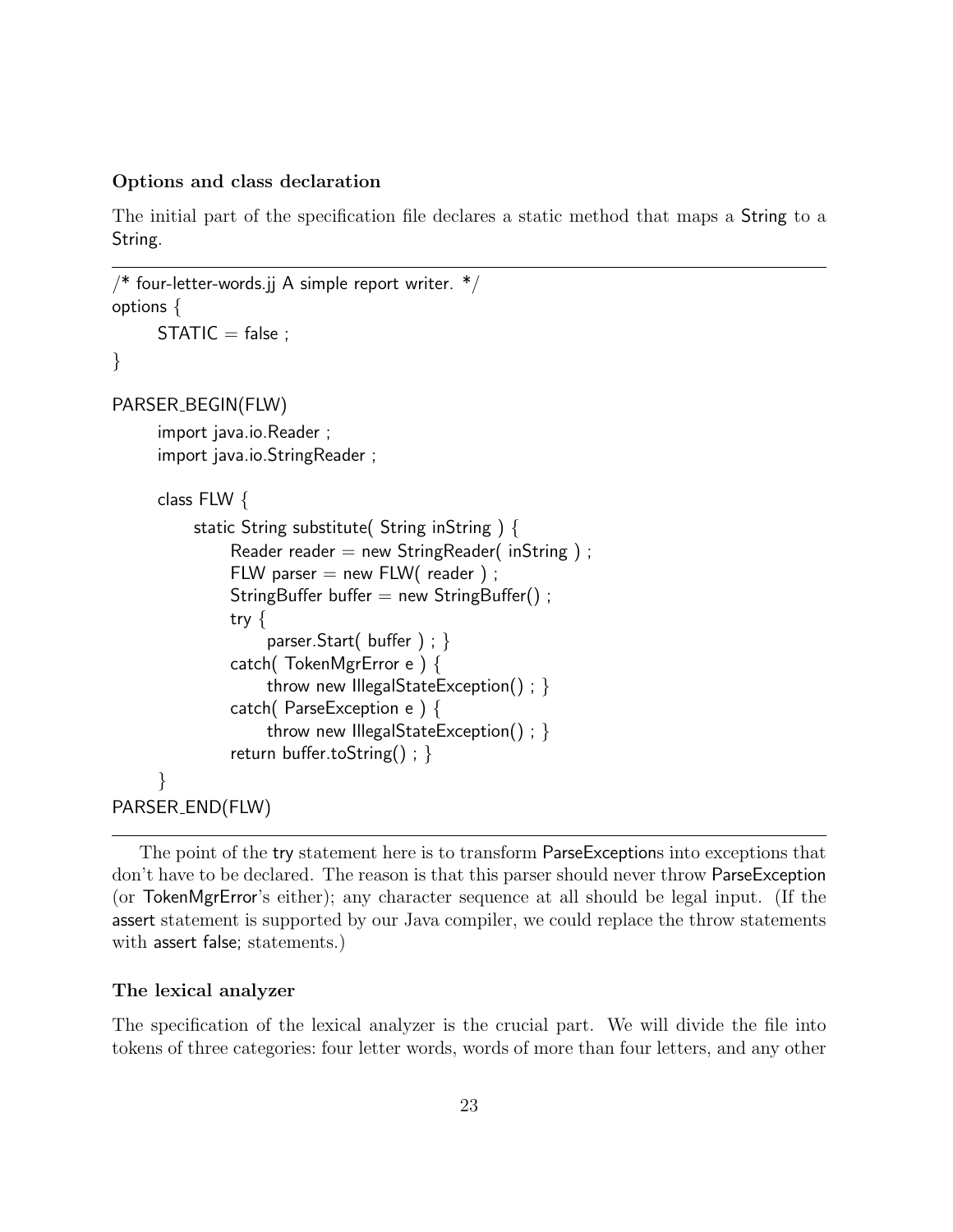### Options and class declaration

The initial part of the specification file declares a static method that maps a String to a String.

```
/* four-letter-words.jj A simple report writer. */
options {
    STATIC = false ;
}

PARSER_BEGIN(FLW)
    import java.io.Reader ;
    import java.io.StringReader ;

    class FLW {
        static String substitute( String inString ) {
            Reader reader = new StringReader( inString ) ;
            FLW parser = new FLW( reader ) ;
            StringBuffer buffer = new StringBuffer() ;
            try {
                parser.Start( buffer ) ; }
            catch( TokenMgrError e ) {
                throw new IllegalStateException() ; }
            catch( ParseException e ) {
                throw new IllegalStateException() ; }
            return buffer.toString() ; }
    }
PARSER_END(FLW)
```

The point of the try statement here is to transform ParseExceptions into exceptions that don't have to be declared. The reason is that this parser should never throw ParseException (or TokenMgrError's either); any character sequence at all should be legal input. (If the assert statement is supported by our Java compiler, we could replace the throw statements with assert false; statements.)

### The lexical analyzer

The specification of the lexical analyzer is the crucial part. We will divide the file into tokens of three categories: four letter words, words of more than four letters, and any other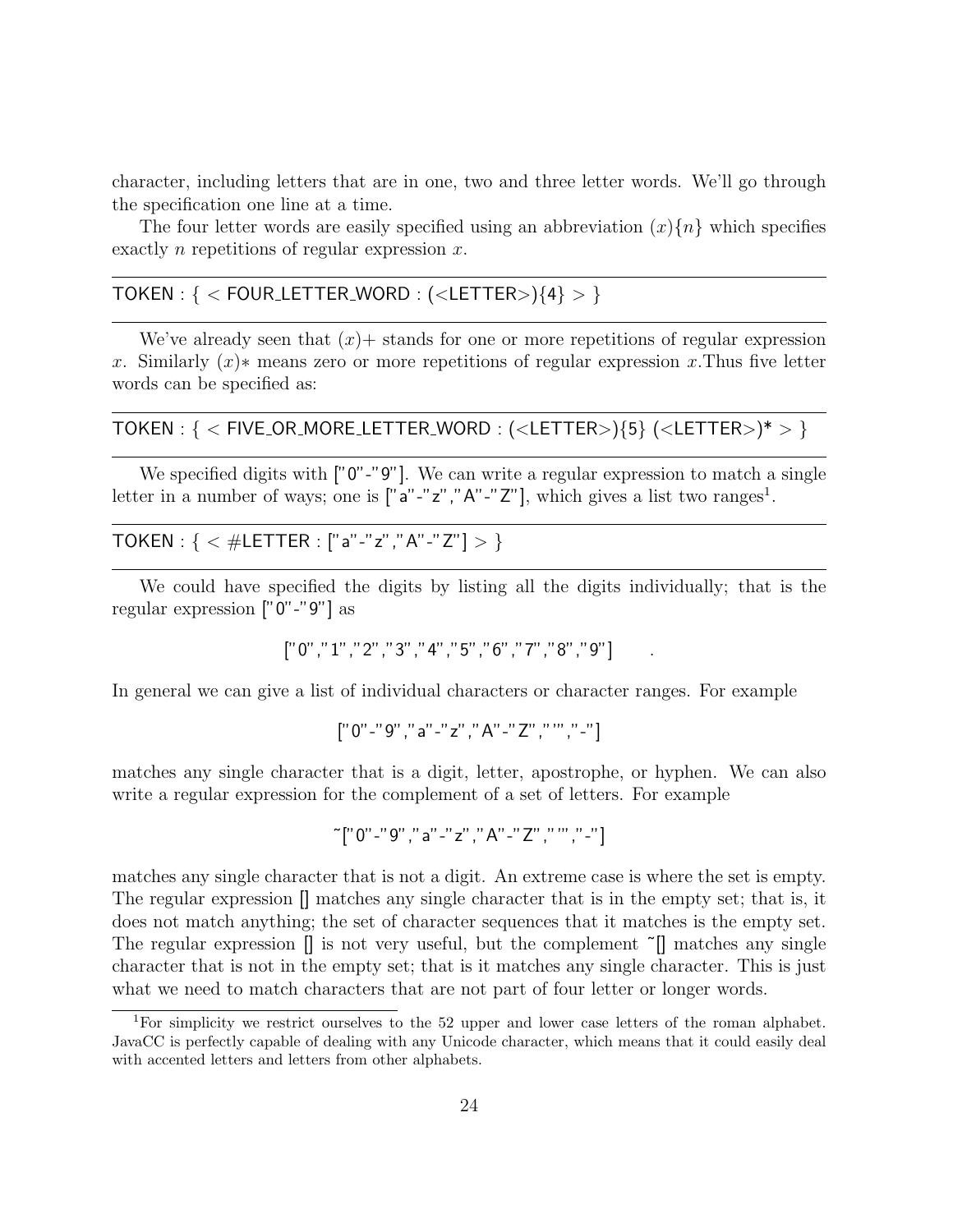character, including letters that are in one, two and three letter words. We'll go through the specification one line at a time.

The four letter words are easily specified using an abbreviation $(x)\{n\}$ which specifies exactly $n$ repetitions of regular expression $x$.

```
TOKEN : { < FOUR_LETTER_WORD : (<LETTER>){4} > }
```

We've already seen that $(x)+$ stands for one or more repetitions of regular expression $x$. Similarly $(x)*$ means zero or more repetitions of regular expression $x$.Thus five letter words can be specified as:

```
TOKEN : { < FIVE_OR_MORE_LETTER_WORD : (<LETTER>){5} (<LETTER>)* > }
```

We specified digits with ["0"-"9"]. We can write a regular expression to match a single letter in a number of ways; one is ["a"-"z","A"-"Z"], which gives a list two ranges[1].

```
TOKEN : { < #LETTER : ["a"-"z","A"-"Z"] > }
```

We could have specified the digits by listing all the digits individually; that is the regular expression ["0"-"9"] as

```
["0","1","2","3","4","5","6","7","8","9"]      .
```

In general we can give a list of individual characters or character ranges. For example

```
["0"-"9","a"-"z","A"-"Z","'","-"]
```

matches any single character that is a digit, letter, apostrophe, or hyphen. We can also write a regular expression for the complement of a set of letters. For example

```
~["0"-"9","a"-"z","A"-"Z","'","-"]
```

matches any single character that is not a digit. An extreme case is where the set is empty. The regular expression [] matches any single character that is in the empty set; that is, it does not match anything; the set of character sequences that it matches is the empty set. The regular expression [] is not very useful, but the complement ~[] matches any single character that is not in the empty set; that is it matches any single character. This is just what we need to match characters that are not part of four letter or longer words.

[1] For simplicity we restrict ourselves to the 52 upper and lower case letters of the roman alphabet. JavaCC is perfectly capable of dealing with any Unicode character, which means that it could easily deal with accented letters and letters from other alphabets.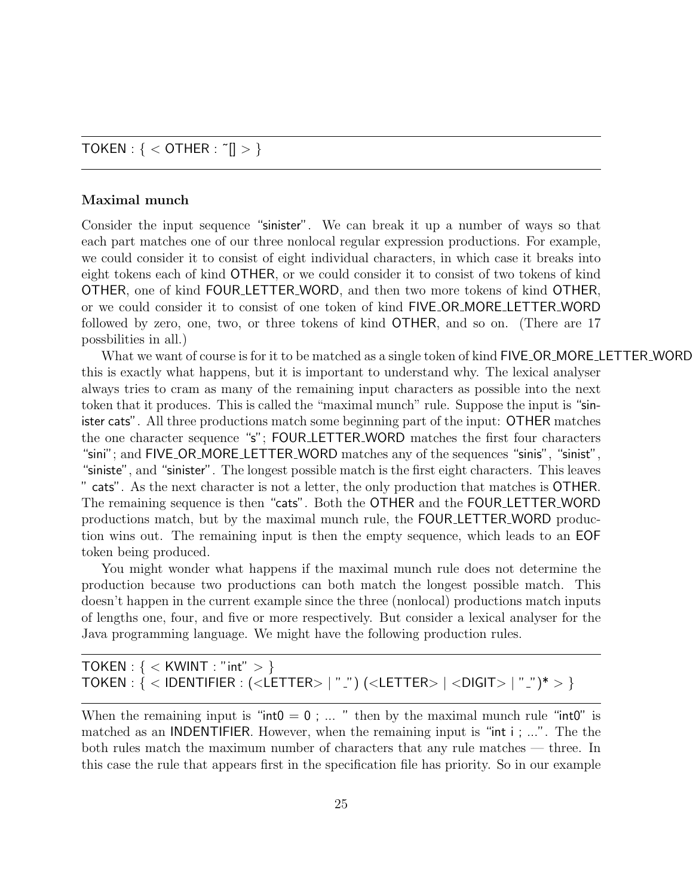```
TOKEN : { < OTHER : ~[] > }
```

### Maximal munch

Consider the input sequence "sinister". We can break it up a number of ways so that each part matches one of our three nonlocal regular expression productions. For example, we could consider it to consist of eight individual characters, in which case it breaks into eight tokens each of kind OTHER, or we could consider it to consist of two tokens of kind OTHER, one of kind FOUR_LETTER_WORD, and then two more tokens of kind OTHER, or we could consider it to consist of one token of kind FIVE_OR_MORE_LETTER_WORD followed by zero, one, two, or three tokens of kind OTHER, and so on. (There are 17 possbilities in all.)

What we want of course is for it to be matched as a single token of kind FIVE_OR_MORE_LETTER_WORD this is exactly what happens, but it is important to understand why. The lexical analyser always tries to cram as many of the remaining input characters as possible into the next token that it produces. This is called the "maximal munch" rule. Suppose the input is "sinister cats". All three productions match some beginning part of the input: OTHER matches the one character sequence "s"; FOUR_LETTER_WORD matches the first four characters "sini"; and FIVE_OR_MORE_LETTER_WORD matches any of the sequences "sinis", "sinist", "siniste", and "sinister". The longest possible match is the first eight characters. This leaves " cats". As the next character is not a letter, the only production that matches is OTHER. The remaining sequence is then "cats". Both the OTHER and the FOUR_LETTER_WORD productions match, but by the maximal munch rule, the FOUR_LETTER_WORD production wins out. The remaining input is then the empty sequence, which leads to an EOF token being produced.

You might wonder what happens if the maximal munch rule does not determine the production because two productions can both match the longest possible match. This doesn't happen in the current example since the three (nonlocal) productions match inputs of lengths one, four, and five or more respectively. But consider a lexical analyser for the Java programming language. We might have the following production rules.

```
TOKEN : { < KWINT : "int" > }
TOKEN : { < IDENTIFIER : (<LETTER> | "_") (<LETTER> | <DIGIT> | "_")* > }
```

When the remaining input is "int0 = 0 ; ... " then by the maximal munch rule "int0" is matched as an INDENTIFIER. However, when the remaining input is "int i ; ...". The the both rules match the maximum number of characters that any rule matches — three. In this case the rule that appears first in the specification file has priority. So in our example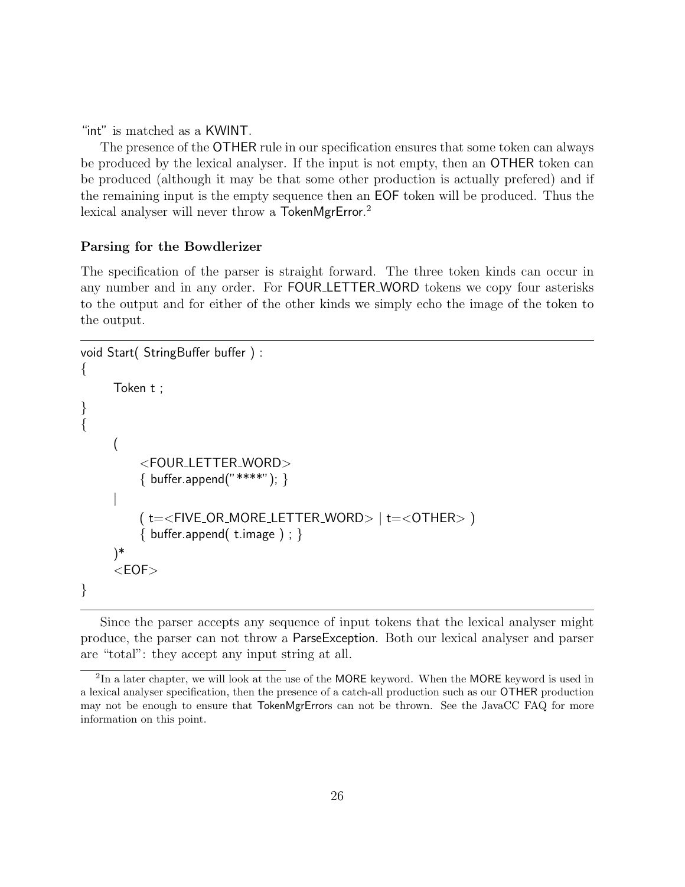"int" is matched as a KWINT.

The presence of the OTHER rule in our specification ensures that some token can always be produced by the lexical analyser. If the input is not empty, then an OTHER token can be produced (although it may be that some other production is actually prefered) and if the remaining input is the empty sequence then an EOF token will be produced. Thus the lexical analyser will never throw a TokenMgrError.[2]

### Parsing for the Bowdlerizer

The specification of the parser is straight forward. The three token kinds can occur in any number and in any order. For FOUR_LETTER_WORD tokens we copy four asterisks to the output and for either of the other kinds we simply echo the image of the token to the output.

```
void Start( StringBuffer buffer ) :
{
    Token t ;
}
{
    (
        <FOUR_LETTER_WORD>
        { buffer.append("****"); }
    |
        ( t=<FIVE_OR_MORE_LETTER_WORD> | t=<OTHER> )
        { buffer.append( t.image ) ; }
    )*
    <EOF>
}
```

Since the parser accepts any sequence of input tokens that the lexical analyser might produce, the parser can not throw a ParseException. Both our lexical analyser and parser are "total": they accept any input string at all.

[2] In a later chapter, we will look at the use of the MORE keyword. When the MORE keyword is used in a lexical analyser specification, then the presence of a catch-all production such as our OTHER production may not be enough to ensure that TokenMgrErrors can not be thrown. See the JavaCC FAQ for more information on this point.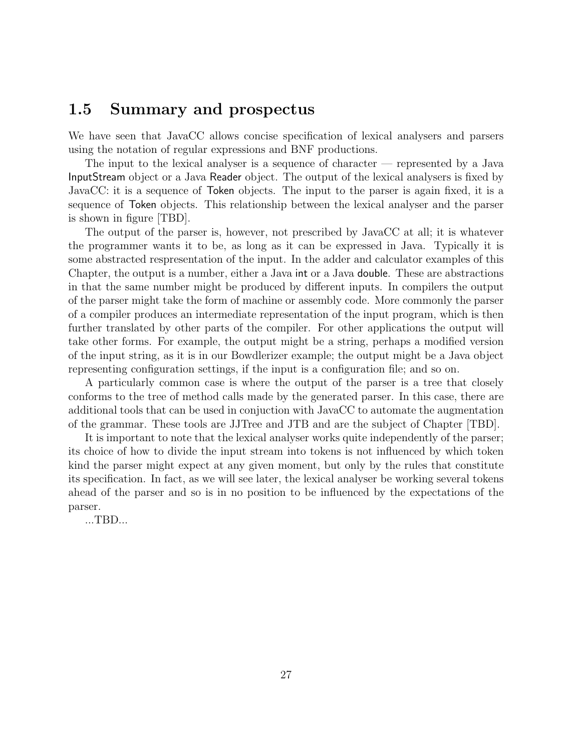## 1.5 Summary and prospectus

We have seen that JavaCC allows concise specification of lexical analysers and parsers using the notation of regular expressions and BNF productions.

The input to the lexical analyser is a sequence of character — represented by a Java InputStream object or a Java Reader object. The output of the lexical analysers is fixed by JavaCC: it is a sequence of Token objects. The input to the parser is again fixed, it is a sequence of Token objects. This relationship between the lexical analyser and the parser is shown in figure [TBD].

The output of the parser is, however, not prescribed by JavaCC at all; it is whatever the programmer wants it to be, as long as it can be expressed in Java. Typically it is some abstracted respresentation of the input. In the adder and calculator examples of this Chapter, the output is a number, either a Java int or a Java double. These are abstractions in that the same number might be produced by different inputs. In compilers the output of the parser might take the form of machine or assembly code. More commonly the parser of a compiler produces an intermediate representation of the input program, which is then further translated by other parts of the compiler. For other applications the output will take other forms. For example, the output might be a string, perhaps a modified version of the input string, as it is in our Bowdlerizer example; the output might be a Java object representing configuration settings, if the input is a configuration file; and so on.

A particularly common case is where the output of the parser is a tree that closely conforms to the tree of method calls made by the generated parser. In this case, there are additional tools that can be used in conjuction with JavaCC to automate the augmentation of the grammar. These tools are JJTree and JTB and are the subject of Chapter [TBD].

It is important to note that the lexical analyser works quite independently of the parser; its choice of how to divide the input stream into tokens is not influenced by which token kind the parser might expect at any given moment, but only by the rules that constitute its specification. In fact, as we will see later, the lexical analyser be working several tokens ahead of the parser and so is in no position to be influenced by the expectations of the parser.

...TBD...